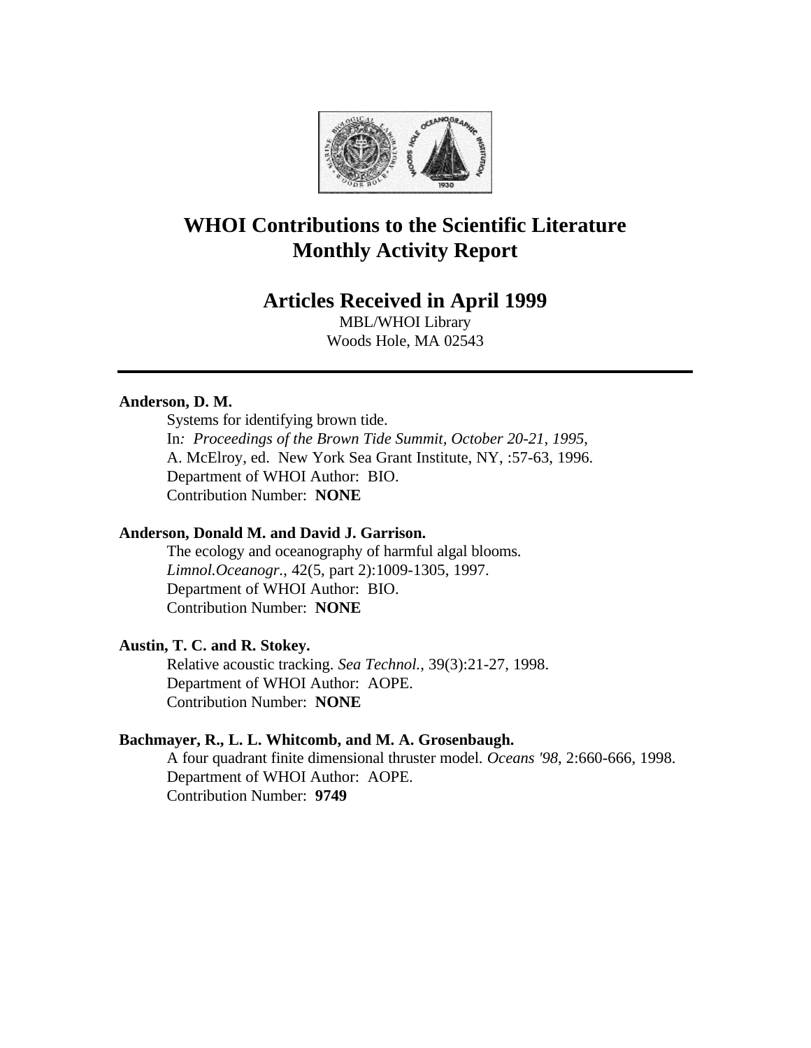# WHOI Contributions to the Scientific Literature
# Monthly Activity Report

## Articles Received in April 1999

MBL/WHOI Library
Woods Hole, MA 02543

---

**Anderson, D. M.**

Systems for identifying brown tide.
In*: Proceedings of the Brown Tide Summit, October 20-21, 1995,*
A. McElroy, ed. New York Sea Grant Institute, NY, :57-63, 1996.
Department of WHOI Author: BIO.
Contribution Number: **NONE**

**Anderson, Donald M. and David J. Garrison.**

The ecology and oceanography of harmful algal blooms.
*Limnol.Oceanogr.*, 42(5, part 2):1009-1305, 1997.
Department of WHOI Author: BIO.
Contribution Number: **NONE**

**Austin, T. C. and R. Stokey.**

Relative acoustic tracking. *Sea Technol.*, 39(3):21-27, 1998.
Department of WHOI Author: AOPE.
Contribution Number: **NONE**

**Bachmayer, R., L. L. Whitcomb, and M. A. Grosenbaugh.**

A four quadrant finite dimensional thruster model. *Oceans '98*, 2:660-666, 1998.
Department of WHOI Author: AOPE.
Contribution Number: **9749**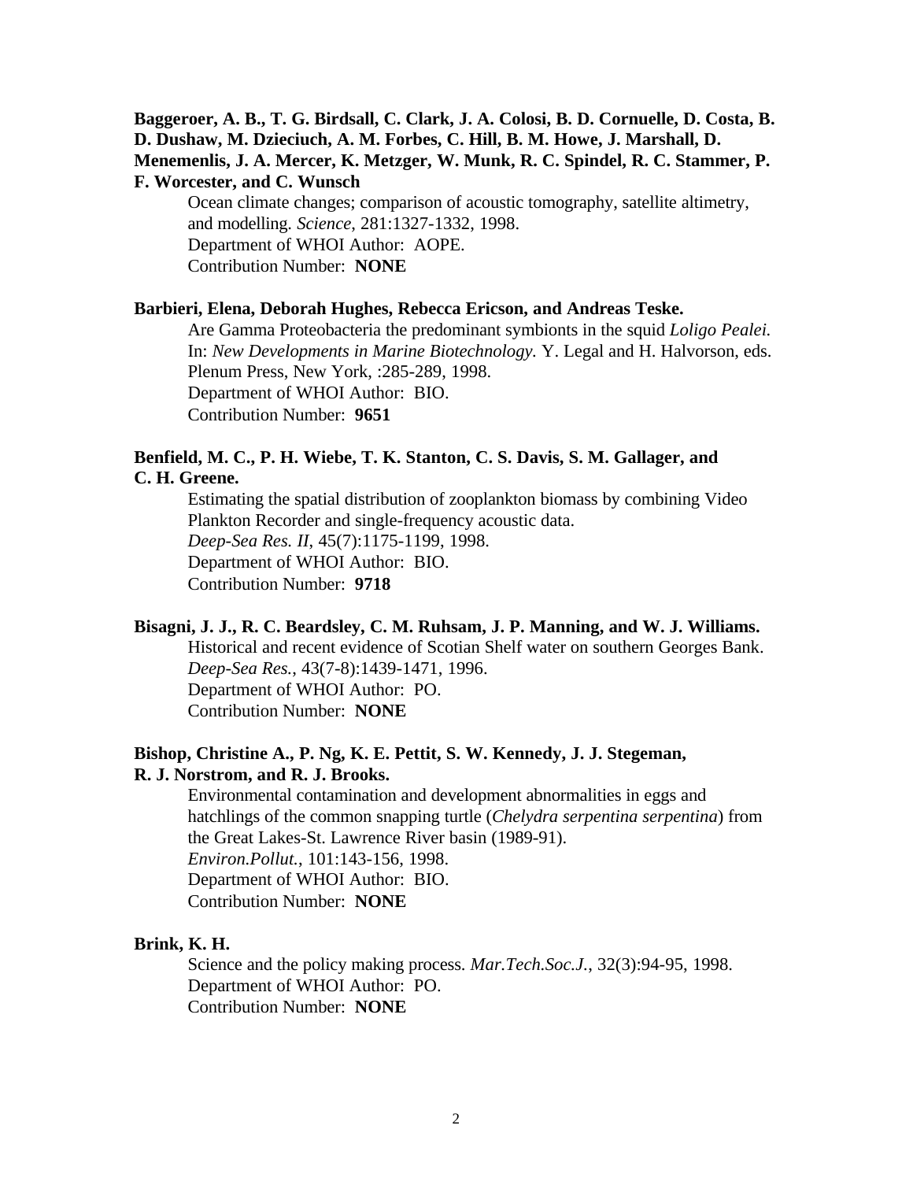**Baggeroer, A. B., T. G. Birdsall, C. Clark, J. A. Colosi, B. D. Cornuelle, D. Costa, B. D. Dushaw, M. Dzieciuch, A. M. Forbes, C. Hill, B. M. Howe, J. Marshall, D. Menemenlis, J. A. Mercer, K. Metzger, W. Munk, R. C. Spindel, R. C. Stammer, P. F. Worcester, and C. Wunsch**

Ocean climate changes; comparison of acoustic tomography, satellite altimetry, and modelling. *Science*, 281:1327-1332, 1998.
Department of WHOI Author: AOPE.
Contribution Number: **NONE**

**Barbieri, Elena, Deborah Hughes, Rebecca Ericson, and Andreas Teske.**

Are Gamma Proteobacteria the predominant symbionts in the squid *Loligo Pealei.* In: *New Developments in Marine Biotechnology.* Y. Legal and H. Halvorson, eds. Plenum Press, New York, :285-289, 1998.
Department of WHOI Author: BIO.
Contribution Number: **9651**

**Benfield, M. C., P. H. Wiebe, T. K. Stanton, C. S. Davis, S. M. Gallager, and C. H. Greene.**

Estimating the spatial distribution of zooplankton biomass by combining Video Plankton Recorder and single-frequency acoustic data.
*Deep-Sea Res. II*, 45(7):1175-1199, 1998.
Department of WHOI Author: BIO.
Contribution Number: **9718**

**Bisagni, J. J., R. C. Beardsley, C. M. Ruhsam, J. P. Manning, and W. J. Williams.**

Historical and recent evidence of Scotian Shelf water on southern Georges Bank.
*Deep-Sea Res.*, 43(7-8):1439-1471, 1996.
Department of WHOI Author: PO.
Contribution Number: **NONE**

**Bishop, Christine A., P. Ng, K. E. Pettit, S. W. Kennedy, J. J. Stegeman, R. J. Norstrom, and R. J. Brooks.**

Environmental contamination and development abnormalities in eggs and hatchlings of the common snapping turtle (*Chelydra serpentina serpentina*) from the Great Lakes-St. Lawrence River basin (1989-91).
*Environ.Pollut.*, 101:143-156, 1998.
Department of WHOI Author: BIO.
Contribution Number: **NONE**

**Brink, K. H.**

Science and the policy making process. *Mar.Tech.Soc.J.*, 32(3):94-95, 1998.
Department of WHOI Author: PO.
Contribution Number: **NONE**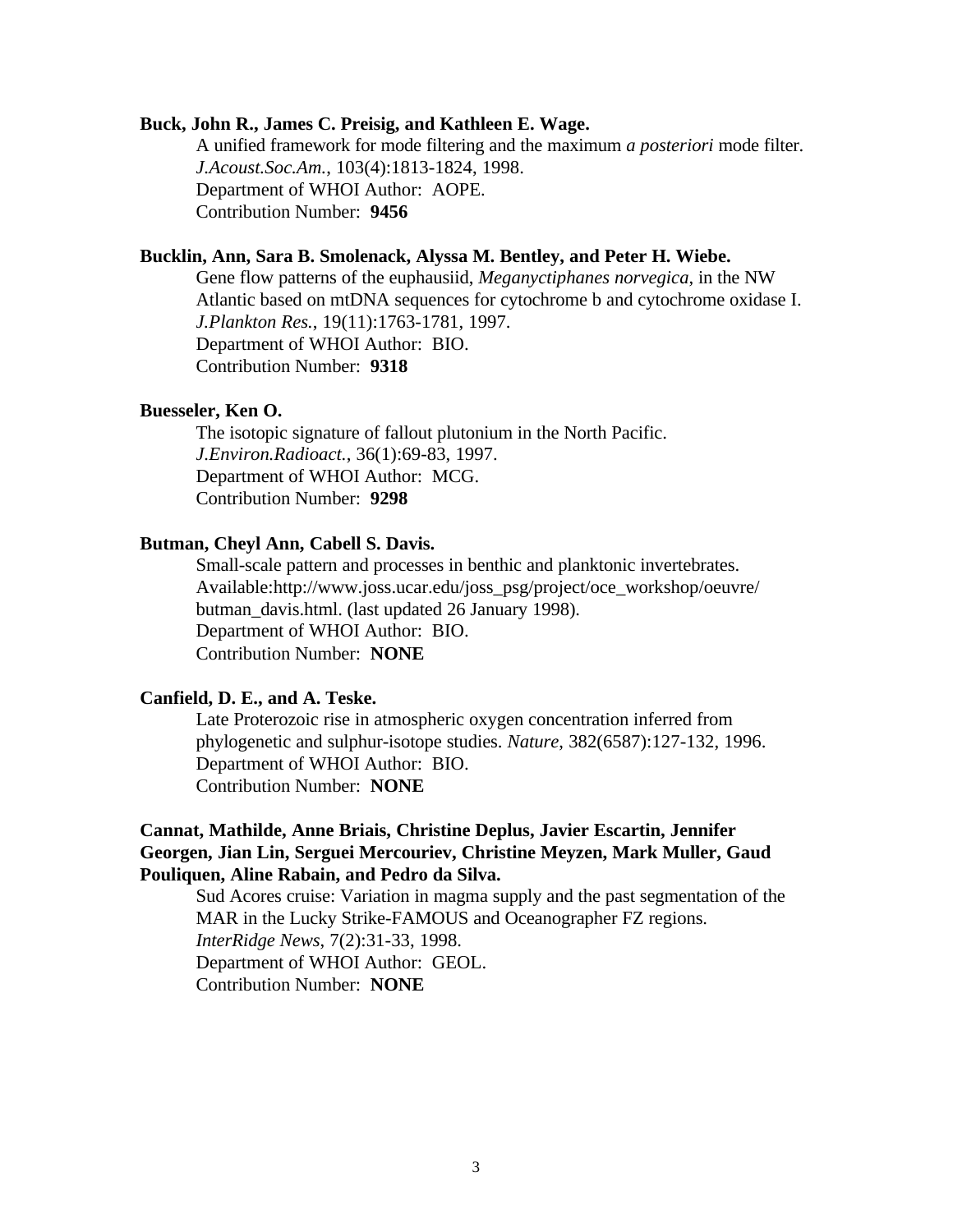**Buck, John R., James C. Preisig, and Kathleen E. Wage.**

A unified framework for mode filtering and the maximum *a posteriori* mode filter. *J.Acoust.Soc.Am.*, 103(4):1813-1824, 1998.
Department of WHOI Author: AOPE.
Contribution Number: **9456**

**Bucklin, Ann, Sara B. Smolenack, Alyssa M. Bentley, and Peter H. Wiebe.**

Gene flow patterns of the euphausiid, *Meganyctiphanes norvegica*, in the NW Atlantic based on mtDNA sequences for cytochrome b and cytochrome oxidase I. *J.Plankton Res.*, 19(11):1763-1781, 1997.
Department of WHOI Author: BIO.
Contribution Number: **9318**

**Buesseler, Ken O.**

The isotopic signature of fallout plutonium in the North Pacific. *J.Environ.Radioact.*, 36(1):69-83, 1997.
Department of WHOI Author: MCG.
Contribution Number: **9298**

**Butman, Cheyl Ann, Cabell S. Davis.**

Small-scale pattern and processes in benthic and planktonic invertebrates. Available:http://www.joss.ucar.edu/joss_psg/project/oce_workshop/oeuvre/butman_davis.html. (last updated 26 January 1998).
Department of WHOI Author: BIO.
Contribution Number: **NONE**

**Canfield, D. E., and A. Teske.**

Late Proterozoic rise in atmospheric oxygen concentration inferred from phylogenetic and sulphur-isotope studies. *Nature*, 382(6587):127-132, 1996.
Department of WHOI Author: BIO.
Contribution Number: **NONE**

**Cannat, Mathilde, Anne Briais, Christine Deplus, Javier Escartin, Jennifer Georgen, Jian Lin, Serguei Mercouriev, Christine Meyzen, Mark Muller, Gaud Pouliquen, Aline Rabain, and Pedro da Silva.**

Sud Acores cruise: Variation in magma supply and the past segmentation of the MAR in the Lucky Strike-FAMOUS and Oceanographer FZ regions. *InterRidge News*, 7(2):31-33, 1998.
Department of WHOI Author: GEOL.
Contribution Number: **NONE**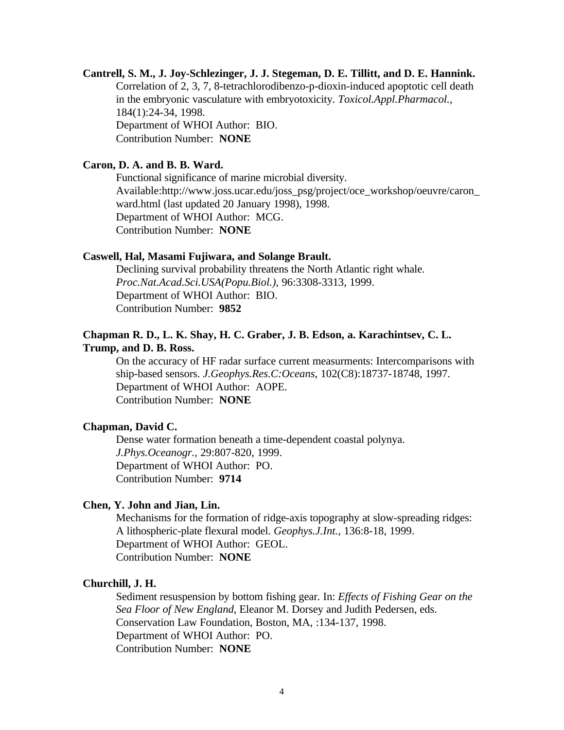**Cantrell, S. M., J. Joy-Schlezinger, J. J. Stegeman, D. E. Tillitt, and D. E. Hannink.**

Correlation of 2, 3, 7, 8-tetrachlorodibenzo-p-dioxin-induced apoptotic cell death in the embryonic vasculature with embryotoxicity. *Toxicol.Appl.Pharmacol.*, 184(1):24-34, 1998.
Department of WHOI Author: BIO.
Contribution Number: **NONE**

**Caron, D. A. and B. B. Ward.**

Functional significance of marine microbial diversity. Available:http://www.joss.ucar.edu/joss_psg/project/oce_workshop/oeuvre/caron_ward.html (last updated 20 January 1998), 1998.
Department of WHOI Author: MCG.
Contribution Number: **NONE**

**Caswell, Hal, Masami Fujiwara, and Solange Brault.**

Declining survival probability threatens the North Atlantic right whale. *Proc.Nat.Acad.Sci.USA(Popu.Biol.)*, 96:3308-3313, 1999.
Department of WHOI Author: BIO.
Contribution Number: **9852**

**Chapman R. D., L. K. Shay, H. C. Graber, J. B. Edson, a. Karachintsev, C. L. Trump, and D. B. Ross.**

On the accuracy of HF radar surface current measurments: Intercomparisons with ship-based sensors. *J.Geophys.Res.C:Oceans*, 102(C8):18737-18748, 1997.
Department of WHOI Author: AOPE.
Contribution Number: **NONE**

**Chapman, David C.**

Dense water formation beneath a time-dependent coastal polynya. *J.Phys.Oceanogr.*, 29:807-820, 1999.
Department of WHOI Author: PO.
Contribution Number: **9714**

**Chen, Y. John and Jian, Lin.**

Mechanisms for the formation of ridge-axis topography at slow-spreading ridges: A lithospheric-plate flexural model. *Geophys.J.Int.*, 136:8-18, 1999.
Department of WHOI Author: GEOL.
Contribution Number: **NONE**

**Churchill, J. H.**

Sediment resuspension by bottom fishing gear. In: *Effects of Fishing Gear on the Sea Floor of New England*, Eleanor M. Dorsey and Judith Pedersen, eds. Conservation Law Foundation, Boston, MA, :134-137, 1998.
Department of WHOI Author: PO.
Contribution Number: **NONE**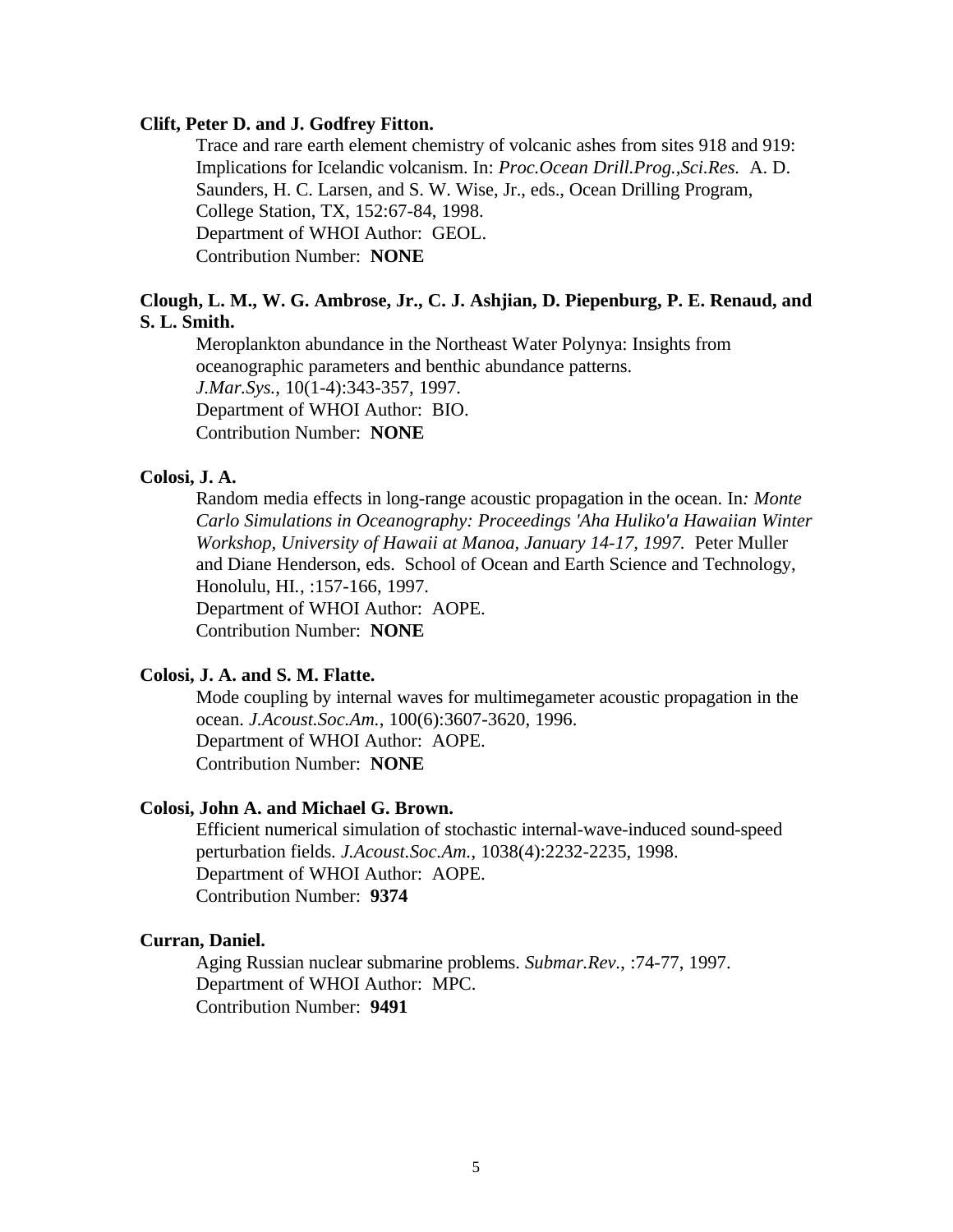**Clift, Peter D. and J. Godfrey Fitton.**

Trace and rare earth element chemistry of volcanic ashes from sites 918 and 919: Implications for Icelandic volcanism. In: *Proc.Ocean Drill.Prog.,Sci.Res.* A. D. Saunders, H. C. Larsen, and S. W. Wise, Jr., eds., Ocean Drilling Program, College Station, TX, 152:67-84, 1998.
Department of WHOI Author: GEOL.
Contribution Number: **NONE**

**Clough, L. M., W. G. Ambrose, Jr., C. J. Ashjian, D. Piepenburg, P. E. Renaud, and S. L. Smith.**

Meroplankton abundance in the Northeast Water Polynya: Insights from oceanographic parameters and benthic abundance patterns.
*J.Mar.Sys.*, 10(1-4):343-357, 1997.
Department of WHOI Author: BIO.
Contribution Number: **NONE**

**Colosi, J. A.**

Random media effects in long-range acoustic propagation in the ocean. In*: Monte Carlo Simulations in Oceanography: Proceedings 'Aha Huliko'a Hawaiian Winter Workshop, University of Hawaii at Manoa, January 14-17, 1997.* Peter Muller and Diane Henderson, eds. School of Ocean and Earth Science and Technology, Honolulu, HI., :157-166, 1997.
Department of WHOI Author: AOPE.
Contribution Number: **NONE**

**Colosi, J. A. and S. M. Flatte.**

Mode coupling by internal waves for multimegameter acoustic propagation in the ocean. *J.Acoust.Soc.Am.*, 100(6):3607-3620, 1996.
Department of WHOI Author: AOPE.
Contribution Number: **NONE**

**Colosi, John A. and Michael G. Brown.**

Efficient numerical simulation of stochastic internal-wave-induced sound-speed perturbation fields. *J.Acoust.Soc.Am.*, 1038(4):2232-2235, 1998.
Department of WHOI Author: AOPE.
Contribution Number: **9374**

**Curran, Daniel.**

Aging Russian nuclear submarine problems. *Submar.Rev.*, :74-77, 1997.
Department of WHOI Author: MPC.
Contribution Number: **9491**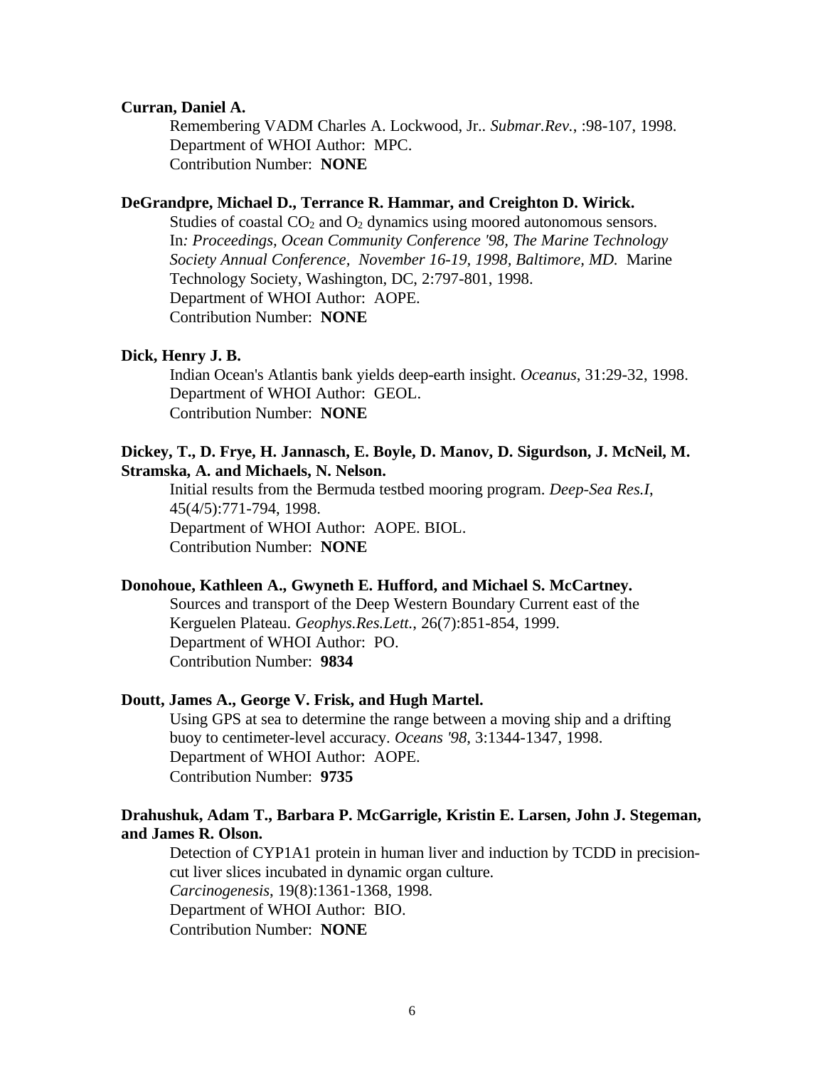**Curran, Daniel A.**

Remembering VADM Charles A. Lockwood, Jr.. *Submar.Rev.*, :98-107, 1998.
Department of WHOI Author: MPC.
Contribution Number: **NONE**

**DeGrandpre, Michael D., Terrance R. Hammar, and Creighton D. Wirick.**

Studies of coastal $CO_2$ and $O_2$ dynamics using moored autonomous sensors. In*: Proceedings, Ocean Community Conference '98, The Marine Technology Society Annual Conference, November 16-19, 1998, Baltimore, MD.* Marine Technology Society, Washington, DC, 2:797-801, 1998.
Department of WHOI Author: AOPE.
Contribution Number: **NONE**

**Dick, Henry J. B.**

Indian Ocean's Atlantis bank yields deep-earth insight. *Oceanus*, 31:29-32, 1998.
Department of WHOI Author: GEOL.
Contribution Number: **NONE**

**Dickey, T., D. Frye, H. Jannasch, E. Boyle, D. Manov, D. Sigurdson, J. McNeil, M. Stramska, A. and Michaels, N. Nelson.**

Initial results from the Bermuda testbed mooring program. *Deep-Sea Res.I*, 45(4/5):771-794, 1998.
Department of WHOI Author: AOPE. BIOL.
Contribution Number: **NONE**

**Donohoue, Kathleen A., Gwyneth E. Hufford, and Michael S. McCartney.**

Sources and transport of the Deep Western Boundary Current east of the Kerguelen Plateau. *Geophys.Res.Lett.*, 26(7):851-854, 1999.
Department of WHOI Author: PO.
Contribution Number: **9834**

**Doutt, James A., George V. Frisk, and Hugh Martel.**

Using GPS at sea to determine the range between a moving ship and a drifting buoy to centimeter-level accuracy. *Oceans '98*, 3:1344-1347, 1998.
Department of WHOI Author: AOPE.
Contribution Number: **9735**

**Drahushuk, Adam T., Barbara P. McGarrigle, Kristin E. Larsen, John J. Stegeman, and James R. Olson.**

Detection of CYP1A1 protein in human liver and induction by TCDD in precision-cut liver slices incubated in dynamic organ culture.
*Carcinogenesis*, 19(8):1361-1368, 1998.
Department of WHOI Author: BIO.
Contribution Number: **NONE**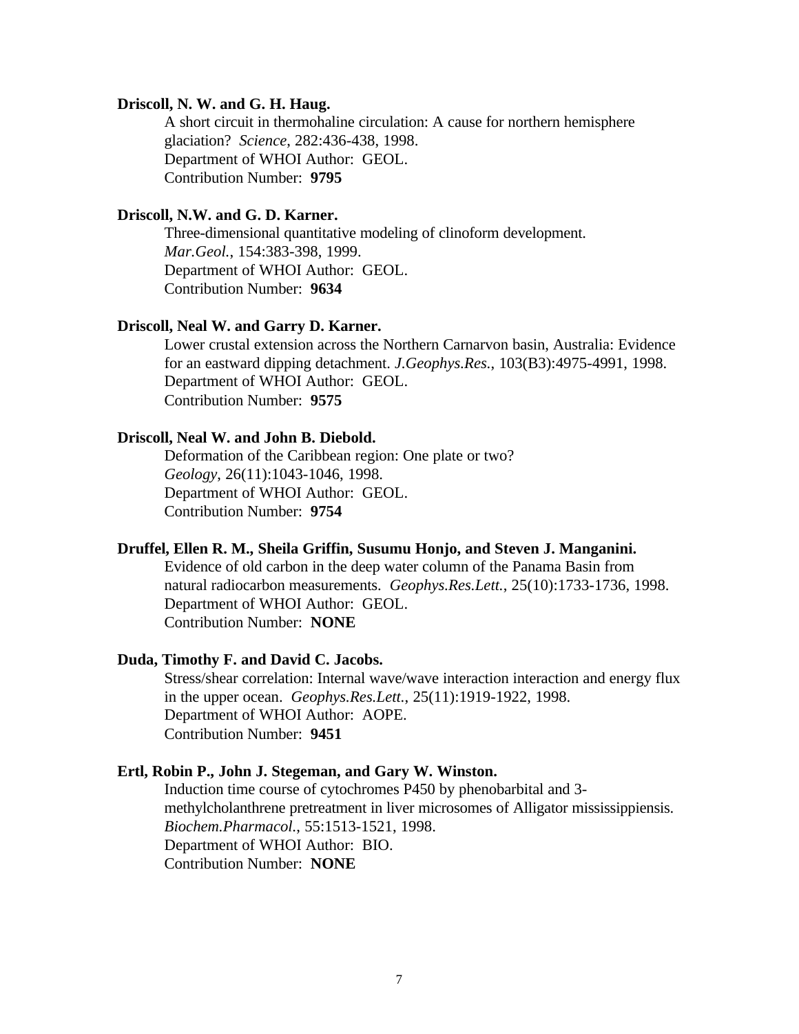**Driscoll, N. W. and G. H. Haug.**

A short circuit in thermohaline circulation: A cause for northern hemisphere glaciation? *Science*, 282:436-438, 1998.
Department of WHOI Author: GEOL.
Contribution Number: **9795**

**Driscoll, N.W. and G. D. Karner.**

Three-dimensional quantitative modeling of clinoform development. *Mar.Geol.*, 154:383-398, 1999.
Department of WHOI Author: GEOL.
Contribution Number: **9634**

**Driscoll, Neal W. and Garry D. Karner.**

Lower crustal extension across the Northern Carnarvon basin, Australia: Evidence for an eastward dipping detachment. *J.Geophys.Res.*, 103(B3):4975-4991, 1998.
Department of WHOI Author: GEOL.
Contribution Number: **9575**

**Driscoll, Neal W. and John B. Diebold.**

Deformation of the Caribbean region: One plate or two? *Geology*, 26(11):1043-1046, 1998.
Department of WHOI Author: GEOL.
Contribution Number: **9754**

**Druffel, Ellen R. M., Sheila Griffin, Susumu Honjo, and Steven J. Manganini.**

Evidence of old carbon in the deep water column of the Panama Basin from natural radiocarbon measurements. *Geophys.Res.Lett.*, 25(10):1733-1736, 1998.
Department of WHOI Author: GEOL.
Contribution Number: **NONE**

**Duda, Timothy F. and David C. Jacobs.**

Stress/shear correlation: Internal wave/wave interaction interaction and energy flux in the upper ocean. *Geophys.Res.Lett.*, 25(11):1919-1922, 1998.
Department of WHOI Author: AOPE.
Contribution Number: **9451**

**Ertl, Robin P., John J. Stegeman, and Gary W. Winston.**

Induction time course of cytochromes P450 by phenobarbital and 3-methylcholanthrene pretreatment in liver microsomes of Alligator mississippiensis. *Biochem.Pharmacol.*, 55:1513-1521, 1998.
Department of WHOI Author: BIO.
Contribution Number: **NONE**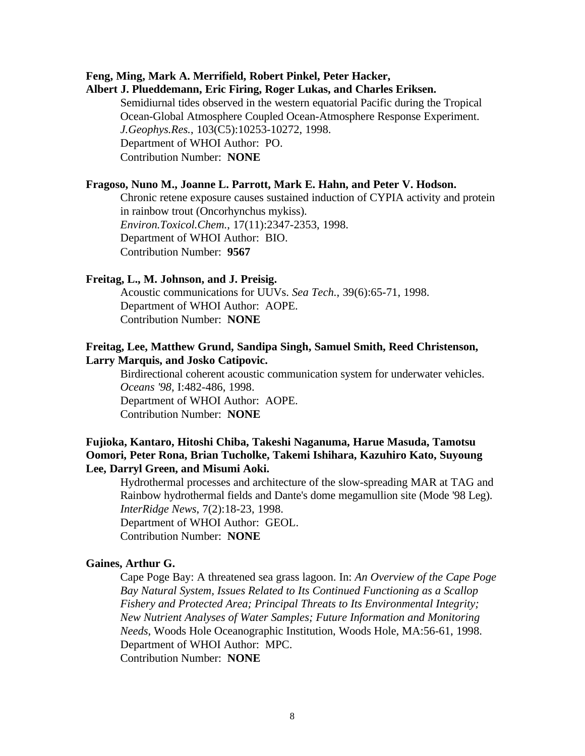**Feng, Ming, Mark A. Merrifield, Robert Pinkel, Peter Hacker, Albert J. Plueddemann, Eric Firing, Roger Lukas, and Charles Eriksen.**

Semidiurnal tides observed in the western equatorial Pacific during the Tropical Ocean-Global Atmosphere Coupled Ocean-Atmosphere Response Experiment.
*J.Geophys.Res.*, 103(C5):10253-10272, 1998.
Department of WHOI Author: PO.
Contribution Number: **NONE**

**Fragoso, Nuno M., Joanne L. Parrott, Mark E. Hahn, and Peter V. Hodson.**

Chronic retene exposure causes sustained induction of CYPIA activity and protein in rainbow trout (Oncorhynchus mykiss).
*Environ.Toxicol.Chem.*, 17(11):2347-2353, 1998.
Department of WHOI Author: BIO.
Contribution Number: **9567**

**Freitag, L., M. Johnson, and J. Preisig.**

Acoustic communications for UUVs. *Sea Tech.*, 39(6):65-71, 1998.
Department of WHOI Author: AOPE.
Contribution Number: **NONE**

**Freitag, Lee, Matthew Grund, Sandipa Singh, Samuel Smith, Reed Christenson, Larry Marquis, and Josko Catipovic.**

Birdirectional coherent acoustic communication system for underwater vehicles.
*Oceans '98*, I:482-486, 1998.
Department of WHOI Author: AOPE.
Contribution Number: **NONE**

**Fujioka, Kantaro, Hitoshi Chiba, Takeshi Naganuma, Harue Masuda, Tamotsu Oomori, Peter Rona, Brian Tucholke, Takemi Ishihara, Kazuhiro Kato, Suyoung Lee, Darryl Green, and Misumi Aoki.**

Hydrothermal processes and architecture of the slow-spreading MAR at TAG and Rainbow hydrothermal fields and Dante's dome megamullion site (Mode '98 Leg).
*InterRidge News*, 7(2):18-23, 1998.
Department of WHOI Author: GEOL.
Contribution Number: **NONE**

**Gaines, Arthur G.**

Cape Poge Bay: A threatened sea grass lagoon. In: *An Overview of the Cape Poge Bay Natural System, Issues Related to Its Continued Functioning as a Scallop Fishery and Protected Area; Principal Threats to Its Environmental Integrity; New Nutrient Analyses of Water Samples; Future Information and Monitoring Needs*, Woods Hole Oceanographic Institution, Woods Hole, MA:56-61, 1998.
Department of WHOI Author: MPC.
Contribution Number: **NONE**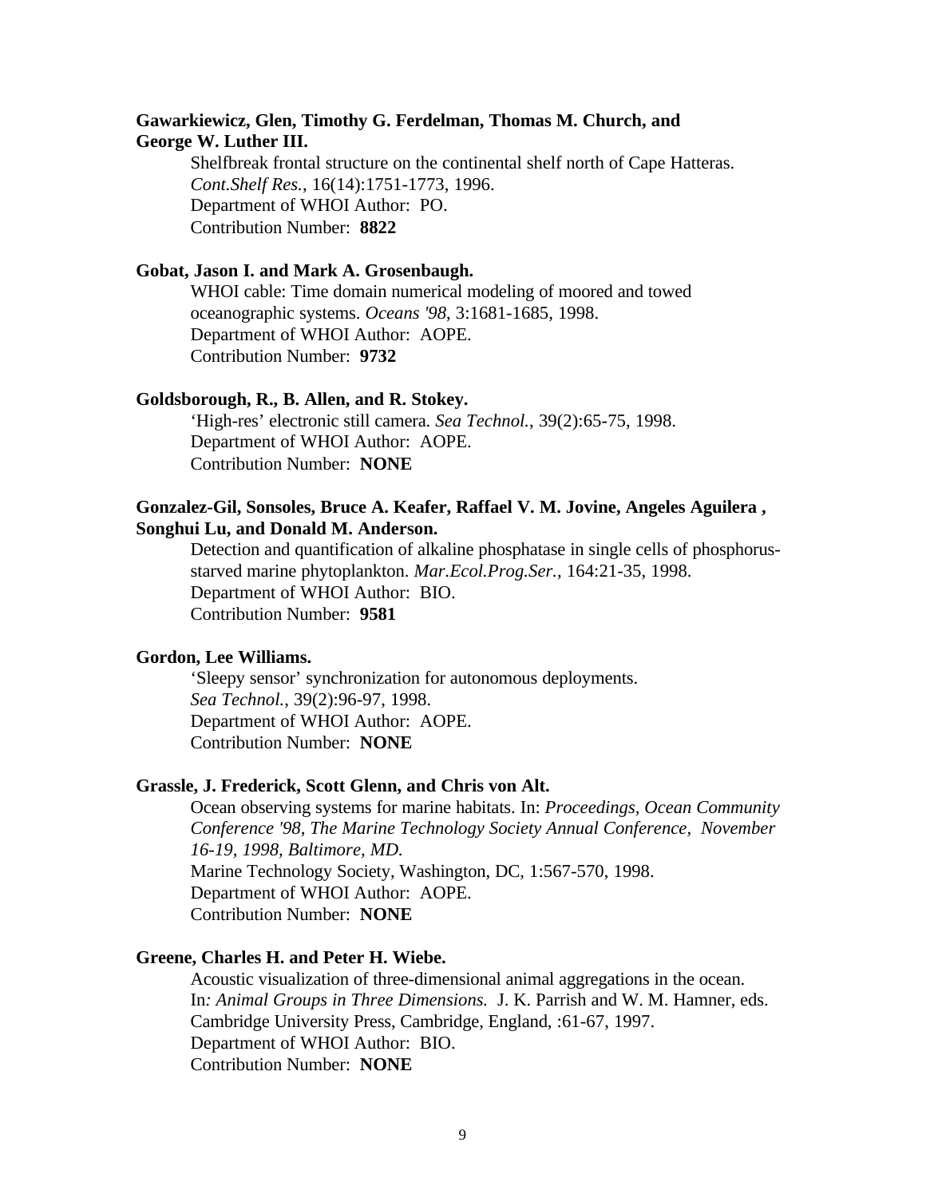**Gawarkiewicz, Glen, Timothy G. Ferdelman, Thomas M. Church, and George W. Luther III.**

Shelfbreak frontal structure on the continental shelf north of Cape Hatteras. *Cont.Shelf Res.*, 16(14):1751-1773, 1996.
Department of WHOI Author: PO.
Contribution Number: **8822**

**Gobat, Jason I. and Mark A. Grosenbaugh.**

WHOI cable: Time domain numerical modeling of moored and towed oceanographic systems. *Oceans '98*, 3:1681-1685, 1998.
Department of WHOI Author: AOPE.
Contribution Number: **9732**

**Goldsborough, R., B. Allen, and R. Stokey.**

'High-res' electronic still camera. *Sea Technol.*, 39(2):65-75, 1998.
Department of WHOI Author: AOPE.
Contribution Number: **NONE**

**Gonzalez-Gil, Sonsoles, Bruce A. Keafer, Raffael V. M. Jovine, Angeles Aguilera , Songhui Lu, and Donald M. Anderson.**

Detection and quantification of alkaline phosphatase in single cells of phosphorus-starved marine phytoplankton. *Mar.Ecol.Prog.Ser.*, 164:21-35, 1998.
Department of WHOI Author: BIO.
Contribution Number: **9581**

**Gordon, Lee Williams.**

'Sleepy sensor' synchronization for autonomous deployments. *Sea Technol.*, 39(2):96-97, 1998.
Department of WHOI Author: AOPE.
Contribution Number: **NONE**

**Grassle, J. Frederick, Scott Glenn, and Chris von Alt.**

Ocean observing systems for marine habitats. In: *Proceedings, Ocean Community Conference '98, The Marine Technology Society Annual Conference, November 16-19, 1998, Baltimore, MD.*
Marine Technology Society, Washington, DC, 1:567-570, 1998.
Department of WHOI Author: AOPE.
Contribution Number: **NONE**

**Greene, Charles H. and Peter H. Wiebe.**

Acoustic visualization of three-dimensional animal aggregations in the ocean. In*: Animal Groups in Three Dimensions.* J. K. Parrish and W. M. Hamner, eds. Cambridge University Press, Cambridge, England, :61-67, 1997.
Department of WHOI Author: BIO.
Contribution Number: **NONE**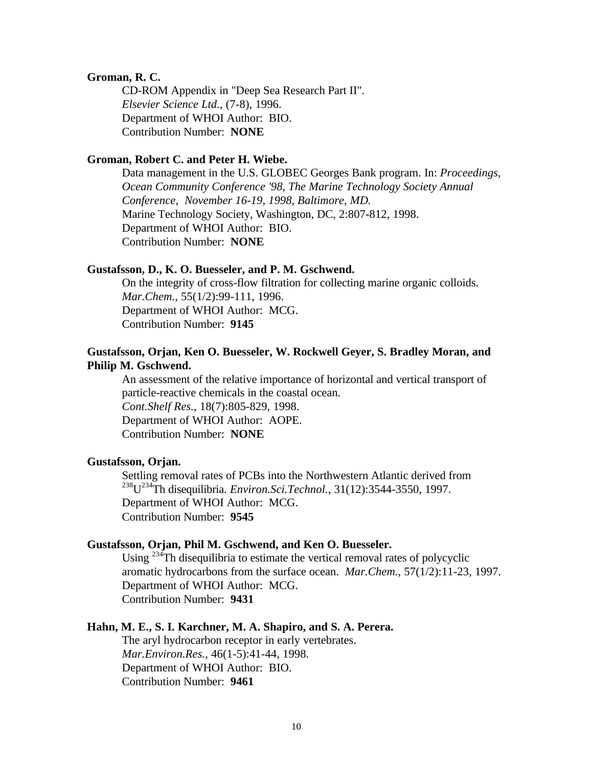**Groman, R. C.**

CD-ROM Appendix in "Deep Sea Research Part II".
*Elsevier Science Ltd.*, (7-8), 1996.
Department of WHOI Author: BIO.
Contribution Number: **NONE**

**Groman, Robert C. and Peter H. Wiebe.**

Data management in the U.S. GLOBEC Georges Bank program. In: *Proceedings, Ocean Community Conference '98, The Marine Technology Society Annual Conference, November 16-19, 1998, Baltimore, MD.*
Marine Technology Society, Washington, DC, 2:807-812, 1998.
Department of WHOI Author: BIO.
Contribution Number: **NONE**

**Gustafsson, D., K. O. Buesseler, and P. M. Gschwend.**

On the integrity of cross-flow filtration for collecting marine organic colloids.
*Mar.Chem.*, 55(1/2):99-111, 1996.
Department of WHOI Author: MCG.
Contribution Number: **9145**

**Gustafsson, Orjan, Ken O. Buesseler, W. Rockwell Geyer, S. Bradley Moran, and Philip M. Gschwend.**

An assessment of the relative importance of horizontal and vertical transport of particle-reactive chemicals in the coastal ocean.
*Cont.Shelf Res.*, 18(7):805-829, 1998.
Department of WHOI Author: AOPE.
Contribution Number: **NONE**

**Gustafsson, Orjan.**

Settling removal rates of PCBs into the Northwestern Atlantic derived from $^{238}U^{234}$Th disequilibria. *Environ.Sci.Technol.*, 31(12):3544-3550, 1997.
Department of WHOI Author: MCG.
Contribution Number: **9545**

**Gustafsson, Orjan, Phil M. Gschwend, and Ken O. Buesseler.**

Using $^{234}$Th disequilibria to estimate the vertical removal rates of polycyclic aromatic hydrocarbons from the surface ocean. *Mar.Chem.*, 57(1/2):11-23, 1997.
Department of WHOI Author: MCG.
Contribution Number: **9431**

**Hahn, M. E., S. I. Karchner, M. A. Shapiro, and S. A. Perera.**

The aryl hydrocarbon receptor in early vertebrates.
*Mar.Environ.Res.*, 46(1-5):41-44, 1998.
Department of WHOI Author: BIO.
Contribution Number: **9461**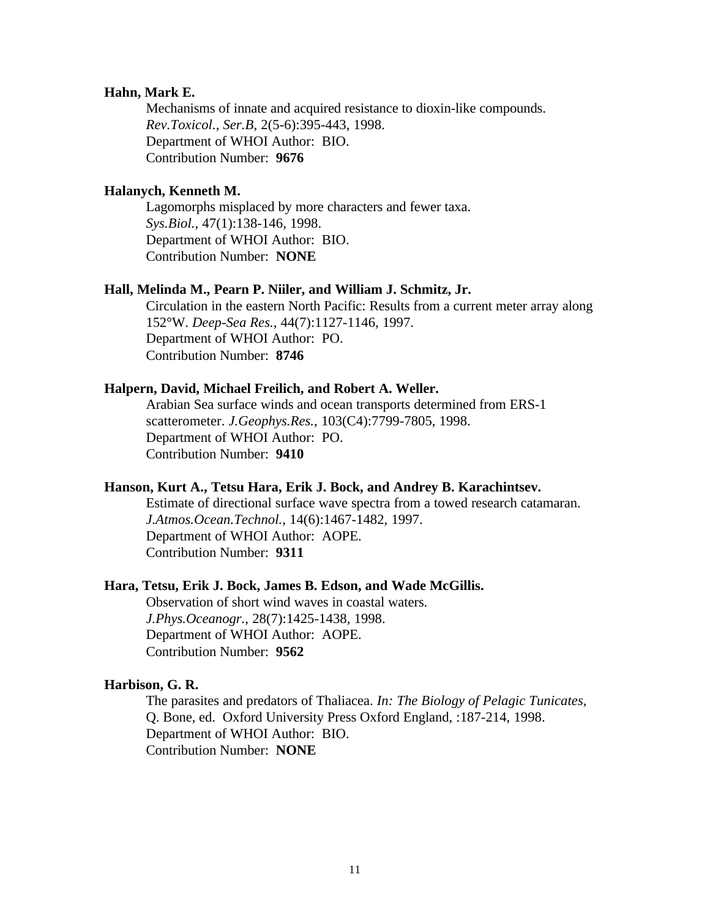**Hahn, Mark E.**

Mechanisms of innate and acquired resistance to dioxin-like compounds. *Rev.Toxicol., Ser.B*, 2(5-6):395-443, 1998.
Department of WHOI Author: BIO.
Contribution Number: **9676**

**Halanych, Kenneth M.**

Lagomorphs misplaced by more characters and fewer taxa. *Sys.Biol.*, 47(1):138-146, 1998.
Department of WHOI Author: BIO.
Contribution Number: **NONE**

**Hall, Melinda M., Pearn P. Niiler, and William J. Schmitz, Jr.**

Circulation in the eastern North Pacific: Results from a current meter array along 152°W. *Deep-Sea Res.*, 44(7):1127-1146, 1997.
Department of WHOI Author: PO.
Contribution Number: **8746**

**Halpern, David, Michael Freilich, and Robert A. Weller.**

Arabian Sea surface winds and ocean transports determined from ERS-1 scatterometer. *J.Geophys.Res.*, 103(C4):7799-7805, 1998.
Department of WHOI Author: PO.
Contribution Number: **9410**

**Hanson, Kurt A., Tetsu Hara, Erik J. Bock, and Andrey B. Karachintsev.**

Estimate of directional surface wave spectra from a towed research catamaran. *J.Atmos.Ocean.Technol.*, 14(6):1467-1482, 1997.
Department of WHOI Author: AOPE.
Contribution Number: **9311**

**Hara, Tetsu, Erik J. Bock, James B. Edson, and Wade McGillis.**

Observation of short wind waves in coastal waters. *J.Phys.Oceanogr.*, 28(7):1425-1438, 1998.
Department of WHOI Author: AOPE.
Contribution Number: **9562**

**Harbison, G. R.**

The parasites and predators of Thaliacea. *In: The Biology of Pelagic Tunicates*, Q. Bone, ed. Oxford University Press Oxford England, :187-214, 1998.
Department of WHOI Author: BIO.
Contribution Number: **NONE**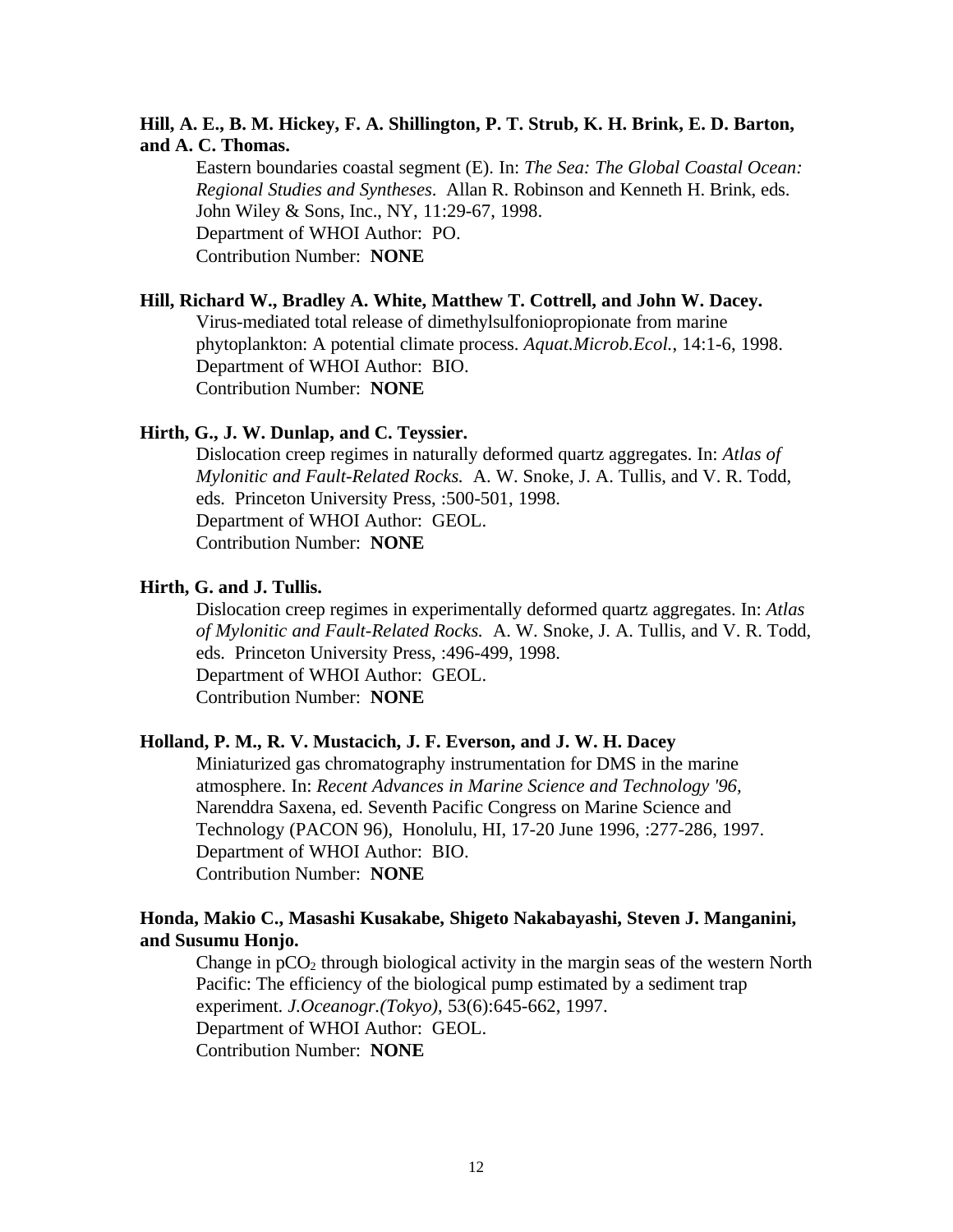**Hill, A. E., B. M. Hickey, F. A. Shillington, P. T. Strub, K. H. Brink, E. D. Barton, and A. C. Thomas.**

Eastern boundaries coastal segment (E). In: *The Sea: The Global Coastal Ocean: Regional Studies and Syntheses*. Allan R. Robinson and Kenneth H. Brink, eds. John Wiley & Sons, Inc., NY, 11:29-67, 1998.
Department of WHOI Author: PO.
Contribution Number: **NONE**

**Hill, Richard W., Bradley A. White, Matthew T. Cottrell, and John W. Dacey.**

Virus-mediated total release of dimethylsulfoniopropionate from marine phytoplankton: A potential climate process. *Aquat.Microb.Ecol.*, 14:1-6, 1998.
Department of WHOI Author: BIO.
Contribution Number: **NONE**

**Hirth, G., J. W. Dunlap, and C. Teyssier.**

Dislocation creep regimes in naturally deformed quartz aggregates. In: *Atlas of Mylonitic and Fault-Related Rocks.* A. W. Snoke, J. A. Tullis, and V. R. Todd, eds. Princeton University Press, :500-501, 1998.
Department of WHOI Author: GEOL.
Contribution Number: **NONE**

**Hirth, G. and J. Tullis.**

Dislocation creep regimes in experimentally deformed quartz aggregates. In: *Atlas of Mylonitic and Fault-Related Rocks.* A. W. Snoke, J. A. Tullis, and V. R. Todd, eds. Princeton University Press, :496-499, 1998.
Department of WHOI Author: GEOL.
Contribution Number: **NONE**

**Holland, P. M., R. V. Mustacich, J. F. Everson, and J. W. H. Dacey**

Miniaturized gas chromatography instrumentation for DMS in the marine atmosphere. In: *Recent Advances in Marine Science and Technology '96*, Narenddra Saxena, ed. Seventh Pacific Congress on Marine Science and Technology (PACON 96), Honolulu, HI, 17-20 June 1996, :277-286, 1997.
Department of WHOI Author: BIO.
Contribution Number: **NONE**

**Honda, Makio C., Masashi Kusakabe, Shigeto Nakabayashi, Steven J. Manganini, and Susumu Honjo.**

Change in $pCO_2$ through biological activity in the margin seas of the western North Pacific: The efficiency of the biological pump estimated by a sediment trap experiment. *J.Oceanogr.(Tokyo)*, 53(6):645-662, 1997.
Department of WHOI Author: GEOL.
Contribution Number: **NONE**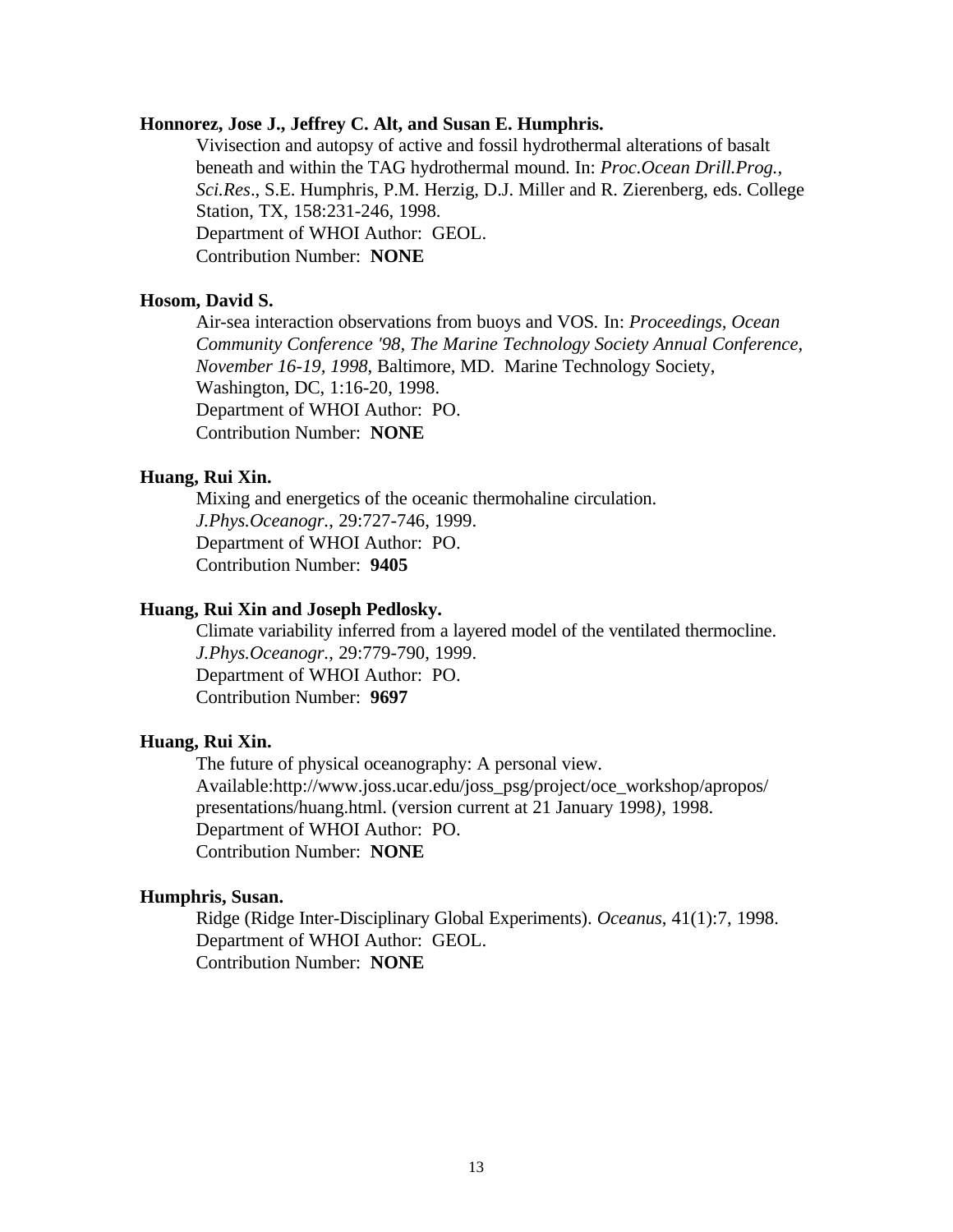**Honnorez, Jose J., Jeffrey C. Alt, and Susan E. Humphris.**

Vivisection and autopsy of active and fossil hydrothermal alterations of basalt beneath and within the TAG hydrothermal mound. In: *Proc.Ocean Drill.Prog., Sci.Res*., S.E. Humphris, P.M. Herzig, D.J. Miller and R. Zierenberg, eds. College Station, TX, 158:231-246, 1998.
Department of WHOI Author: GEOL.
Contribution Number: **NONE**

**Hosom, David S.**

Air-sea interaction observations from buoys and VOS. In: *Proceedings, Ocean Community Conference '98, The Marine Technology Society Annual Conference, November 16-19, 1998*, Baltimore, MD. Marine Technology Society, Washington, DC, 1:16-20, 1998.
Department of WHOI Author: PO.
Contribution Number: **NONE**

**Huang, Rui Xin.**

Mixing and energetics of the oceanic thermohaline circulation. *J.Phys.Oceanogr.*, 29:727-746, 1999.
Department of WHOI Author: PO.
Contribution Number: **9405**

**Huang, Rui Xin and Joseph Pedlosky.**

Climate variability inferred from a layered model of the ventilated thermocline. *J.Phys.Oceanogr.*, 29:779-790, 1999.
Department of WHOI Author: PO.
Contribution Number: **9697**

**Huang, Rui Xin.**

The future of physical oceanography: A personal view. Available:http://www.joss.ucar.edu/joss_psg/project/oce_workshop/apropos/presentations/huang.html. (version current at 21 January 1998*)*, 1998.
Department of WHOI Author: PO.
Contribution Number: **NONE**

**Humphris, Susan.**

Ridge (Ridge Inter-Disciplinary Global Experiments). *Oceanus*, 41(1):7, 1998.
Department of WHOI Author: GEOL.
Contribution Number: **NONE**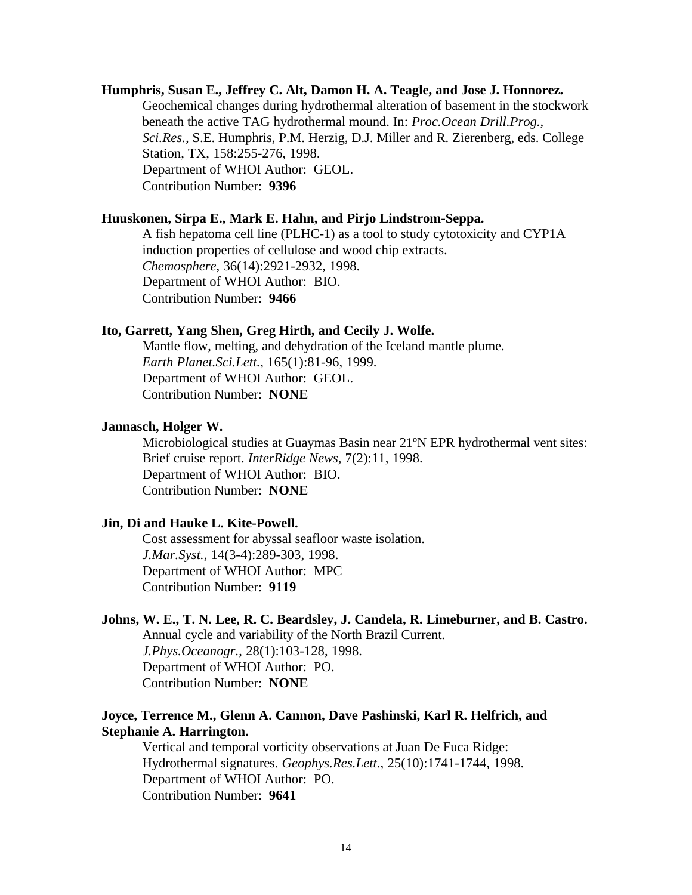**Humphris, Susan E., Jeffrey C. Alt, Damon H. A. Teagle, and Jose J. Honnorez.**
Geochemical changes during hydrothermal alteration of basement in the stockwork beneath the active TAG hydrothermal mound. In: *Proc.Ocean Drill.Prog., Sci.Res.*, S.E. Humphris, P.M. Herzig, D.J. Miller and R. Zierenberg, eds. College Station, TX, 158:255-276, 1998.
Department of WHOI Author: GEOL.
Contribution Number: **9396**

**Huuskonen, Sirpa E., Mark E. Hahn, and Pirjo Lindstrom-Seppa.**
A fish hepatoma cell line (PLHC-1) as a tool to study cytotoxicity and CYP1A induction properties of cellulose and wood chip extracts.
*Chemosphere*, 36(14):2921-2932, 1998.
Department of WHOI Author: BIO.
Contribution Number: **9466**

**Ito, Garrett, Yang Shen, Greg Hirth, and Cecily J. Wolfe.**
Mantle flow, melting, and dehydration of the Iceland mantle plume.
*Earth Planet.Sci.Lett.*, 165(1):81-96, 1999.
Department of WHOI Author: GEOL.
Contribution Number: **NONE**

**Jannasch, Holger W.**
Microbiological studies at Guaymas Basin near 21ºN EPR hydrothermal vent sites: Brief cruise report. *InterRidge News*, 7(2):11, 1998.
Department of WHOI Author: BIO.
Contribution Number: **NONE**

**Jin, Di and Hauke L. Kite-Powell.**
Cost assessment for abyssal seafloor waste isolation.
*J.Mar.Syst.*, 14(3-4):289-303, 1998.
Department of WHOI Author: MPC
Contribution Number: **9119**

**Johns, W. E., T. N. Lee, R. C. Beardsley, J. Candela, R. Limeburner, and B. Castro.**
Annual cycle and variability of the North Brazil Current.
*J.Phys.Oceanogr.*, 28(1):103-128, 1998.
Department of WHOI Author: PO.
Contribution Number: **NONE**

**Joyce, Terrence M., Glenn A. Cannon, Dave Pashinski, Karl R. Helfrich, and Stephanie A. Harrington.**
Vertical and temporal vorticity observations at Juan De Fuca Ridge: Hydrothermal signatures. *Geophys.Res.Lett.*, 25(10):1741-1744, 1998.
Department of WHOI Author: PO.
Contribution Number: **9641**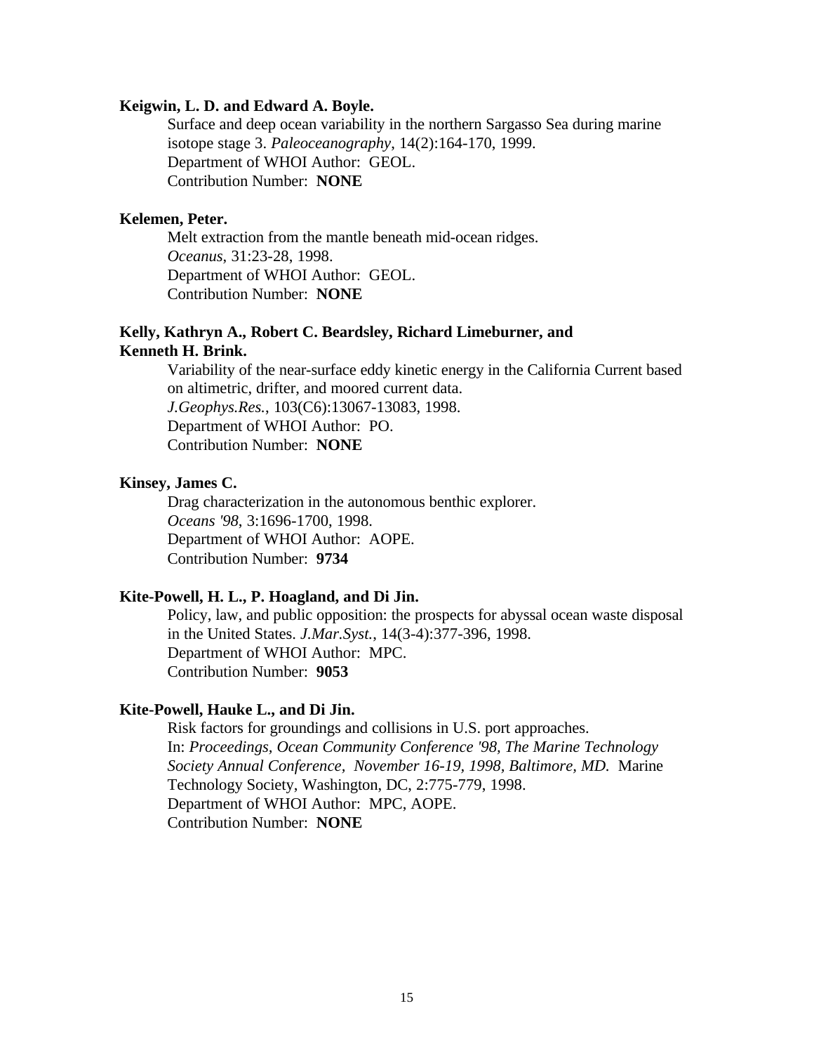**Keigwin, L. D. and Edward A. Boyle.**

Surface and deep ocean variability in the northern Sargasso Sea during marine isotope stage 3. *Paleoceanography*, 14(2):164-170, 1999.
Department of WHOI Author: GEOL.
Contribution Number: **NONE**

**Kelemen, Peter.**

Melt extraction from the mantle beneath mid-ocean ridges.
*Oceanus*, 31:23-28, 1998.
Department of WHOI Author: GEOL.
Contribution Number: **NONE**

**Kelly, Kathryn A., Robert C. Beardsley, Richard Limeburner, and Kenneth H. Brink.**

Variability of the near-surface eddy kinetic energy in the California Current based on altimetric, drifter, and moored current data.
*J.Geophys.Res.*, 103(C6):13067-13083, 1998.
Department of WHOI Author: PO.
Contribution Number: **NONE**

**Kinsey, James C.**

Drag characterization in the autonomous benthic explorer.
*Oceans '98*, 3:1696-1700, 1998.
Department of WHOI Author: AOPE.
Contribution Number: **9734**

**Kite-Powell, H. L., P. Hoagland, and Di Jin.**

Policy, law, and public opposition: the prospects for abyssal ocean waste disposal in the United States. *J.Mar.Syst.*, 14(3-4):377-396, 1998.
Department of WHOI Author: MPC.
Contribution Number: **9053**

**Kite-Powell, Hauke L., and Di Jin.**

Risk factors for groundings and collisions in U.S. port approaches.
In: *Proceedings, Ocean Community Conference '98, The Marine Technology Society Annual Conference, November 16-19, 1998, Baltimore, MD.* Marine Technology Society, Washington, DC, 2:775-779, 1998.
Department of WHOI Author: MPC, AOPE.
Contribution Number: **NONE**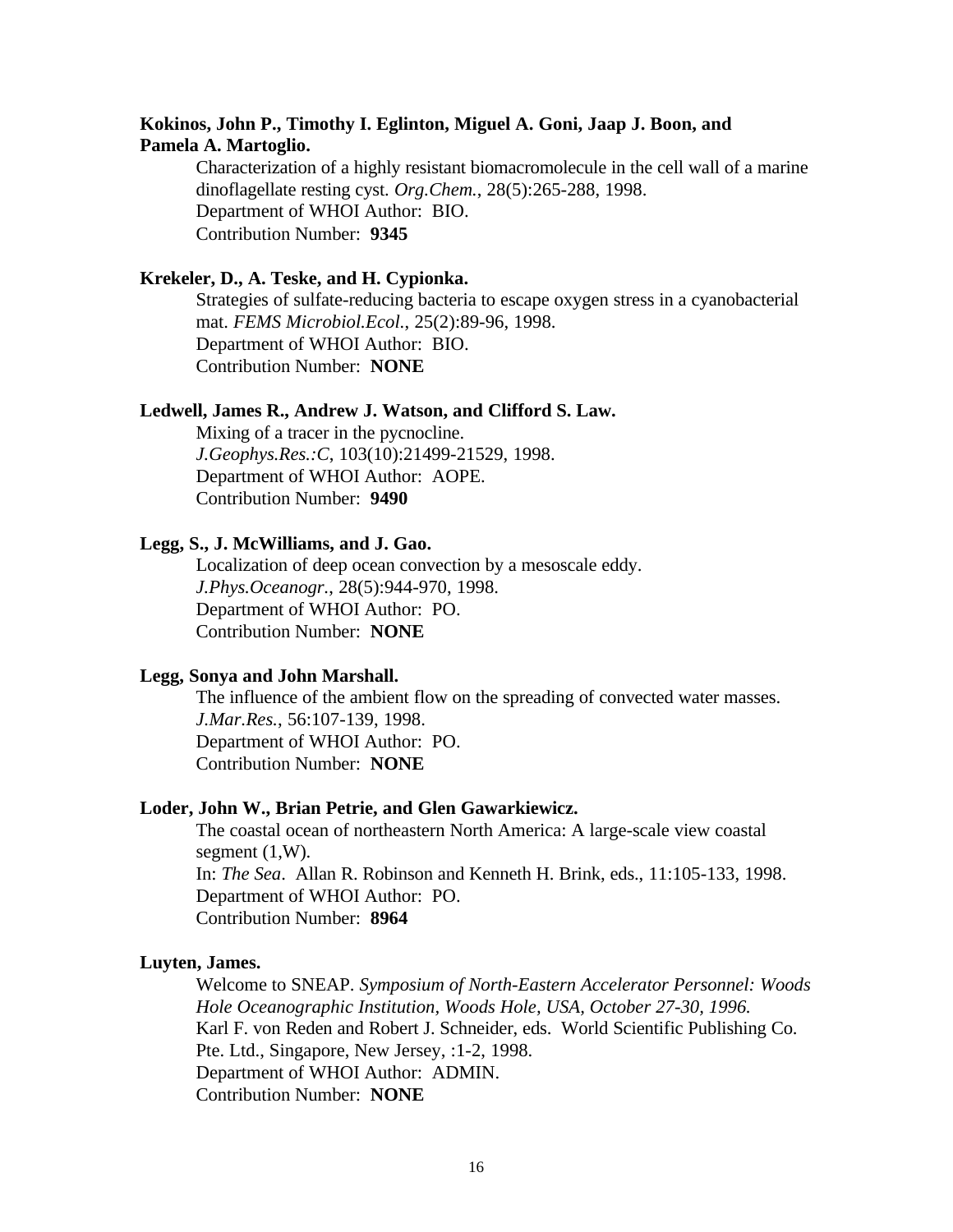**Kokinos, John P., Timothy I. Eglinton, Miguel A. Goni, Jaap J. Boon, and Pamela A. Martoglio.**

Characterization of a highly resistant biomacromolecule in the cell wall of a marine dinoflagellate resting cyst. *Org.Chem.*, 28(5):265-288, 1998.
Department of WHOI Author: BIO.
Contribution Number: **9345**

**Krekeler, D., A. Teske, and H. Cypionka.**

Strategies of sulfate-reducing bacteria to escape oxygen stress in a cyanobacterial mat. *FEMS Microbiol.Ecol.*, 25(2):89-96, 1998.
Department of WHOI Author: BIO.
Contribution Number: **NONE**

**Ledwell, James R., Andrew J. Watson, and Clifford S. Law.**

Mixing of a tracer in the pycnocline.
*J.Geophys.Res.:C*, 103(10):21499-21529, 1998.
Department of WHOI Author: AOPE.
Contribution Number: **9490**

**Legg, S., J. McWilliams, and J. Gao.**

Localization of deep ocean convection by a mesoscale eddy.
*J.Phys.Oceanogr.*, 28(5):944-970, 1998.
Department of WHOI Author: PO.
Contribution Number: **NONE**

**Legg, Sonya and John Marshall.**

The influence of the ambient flow on the spreading of convected water masses.
*J.Mar.Res.*, 56:107-139, 1998.
Department of WHOI Author: PO.
Contribution Number: **NONE**

**Loder, John W., Brian Petrie, and Glen Gawarkiewicz.**

The coastal ocean of northeastern North America: A large-scale view coastal segment (1,W).
In: *The Sea*. Allan R. Robinson and Kenneth H. Brink, eds., 11:105-133, 1998.
Department of WHOI Author: PO.
Contribution Number: **8964**

**Luyten, James.**

Welcome to SNEAP. *Symposium of North-Eastern Accelerator Personnel: Woods Hole Oceanographic Institution, Woods Hole, USA, October 27-30, 1996.*
Karl F. von Reden and Robert J. Schneider, eds. World Scientific Publishing Co. Pte. Ltd., Singapore, New Jersey, :1-2, 1998.
Department of WHOI Author: ADMIN.
Contribution Number: **NONE**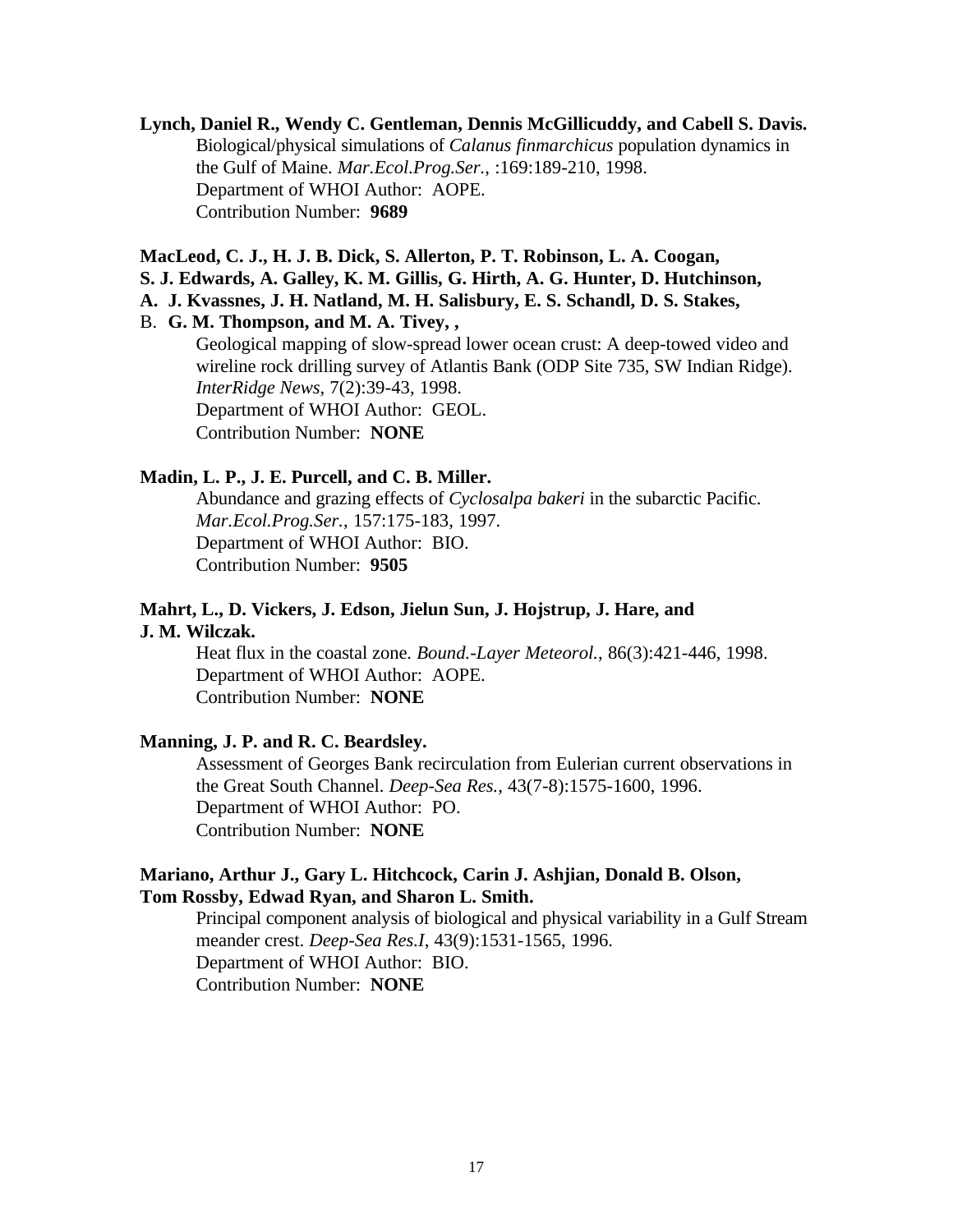**Lynch, Daniel R., Wendy C. Gentleman, Dennis McGillicuddy, and Cabell S. Davis.**
Biological/physical simulations of *Calanus finmarchicus* population dynamics in the Gulf of Maine. *Mar.Ecol.Prog.Ser.*, :169:189-210, 1998.
Department of WHOI Author: AOPE.
Contribution Number: **9689**

**MacLeod, C. J., H. J. B. Dick, S. Allerton, P. T. Robinson, L. A. Coogan, S. J. Edwards, A. Galley, K. M. Gillis, G. Hirth, A. G. Hunter, D. Hutchinson, A. J. Kvassnes, J. H. Natland, M. H. Salisbury, E. S. Schandl, D. S. Stakes, B. G. M. Thompson, and M. A. Tivey, ,**
Geological mapping of slow-spread lower ocean crust: A deep-towed video and wireline rock drilling survey of Atlantis Bank (ODP Site 735, SW Indian Ridge). *InterRidge News*, 7(2):39-43, 1998.
Department of WHOI Author: GEOL.
Contribution Number: **NONE**

**Madin, L. P., J. E. Purcell, and C. B. Miller.**
Abundance and grazing effects of *Cyclosalpa bakeri* in the subarctic Pacific. *Mar.Ecol.Prog.Ser.*, 157:175-183, 1997.
Department of WHOI Author: BIO.
Contribution Number: **9505**

**Mahrt, L., D. Vickers, J. Edson, Jielun Sun, J. Hojstrup, J. Hare, and J. M. Wilczak.**
Heat flux in the coastal zone. *Bound.-Layer Meteorol.*, 86(3):421-446, 1998.
Department of WHOI Author: AOPE.
Contribution Number: **NONE**

**Manning, J. P. and R. C. Beardsley.**
Assessment of Georges Bank recirculation from Eulerian current observations in the Great South Channel. *Deep-Sea Res.*, 43(7-8):1575-1600, 1996.
Department of WHOI Author: PO.
Contribution Number: **NONE**

**Mariano, Arthur J., Gary L. Hitchcock, Carin J. Ashjian, Donald B. Olson, Tom Rossby, Edwad Ryan, and Sharon L. Smith.**
Principal component analysis of biological and physical variability in a Gulf Stream meander crest. *Deep-Sea Res.I*, 43(9):1531-1565, 1996.
Department of WHOI Author: BIO.
Contribution Number: **NONE**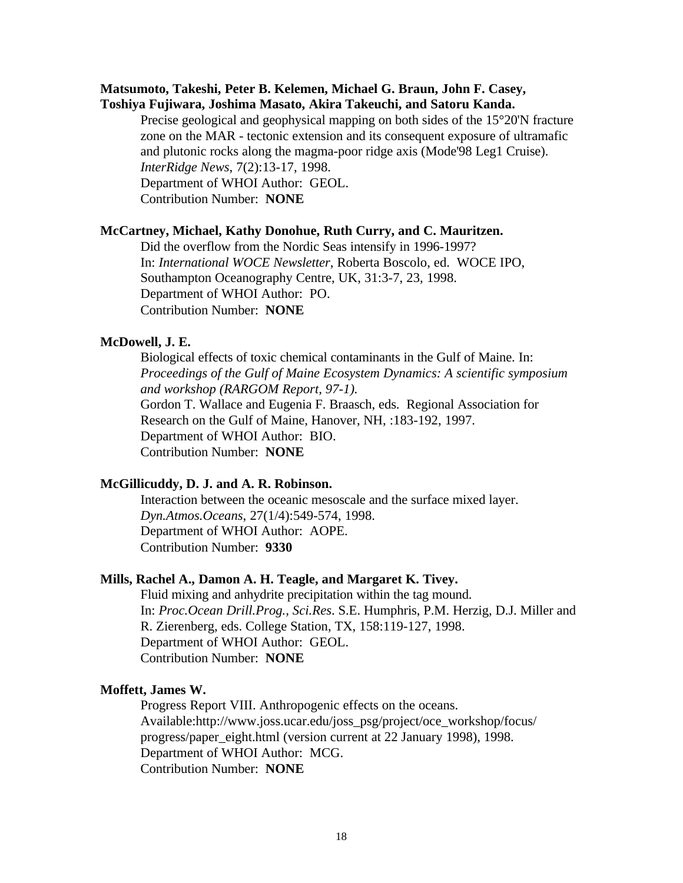**Matsumoto, Takeshi, Peter B. Kelemen, Michael G. Braun, John F. Casey, Toshiya Fujiwara, Joshima Masato, Akira Takeuchi, and Satoru Kanda.**

Precise geological and geophysical mapping on both sides of the 15°20'N fracture zone on the MAR - tectonic extension and its consequent exposure of ultramafic and plutonic rocks along the magma-poor ridge axis (Mode'98 Leg1 Cruise). *InterRidge News*, 7(2):13-17, 1998.
Department of WHOI Author: GEOL.
Contribution Number: **NONE**

**McCartney, Michael, Kathy Donohue, Ruth Curry, and C. Mauritzen.**

Did the overflow from the Nordic Seas intensify in 1996-1997?
In: *International WOCE Newsletter*, Roberta Boscolo, ed. WOCE IPO, Southampton Oceanography Centre, UK, 31:3-7, 23, 1998.
Department of WHOI Author: PO.
Contribution Number: **NONE**

**McDowell, J. E.**

Biological effects of toxic chemical contaminants in the Gulf of Maine. In: *Proceedings of the Gulf of Maine Ecosystem Dynamics: A scientific symposium and workshop (RARGOM Report, 97-1).*
Gordon T. Wallace and Eugenia F. Braasch, eds. Regional Association for Research on the Gulf of Maine, Hanover, NH, :183-192, 1997.
Department of WHOI Author: BIO.
Contribution Number: **NONE**

**McGillicuddy, D. J. and A. R. Robinson.**

Interaction between the oceanic mesoscale and the surface mixed layer.
*Dyn.Atmos.Oceans*, 27(1/4):549-574, 1998.
Department of WHOI Author: AOPE.
Contribution Number: **9330**

**Mills, Rachel A., Damon A. H. Teagle, and Margaret K. Tivey.**

Fluid mixing and anhydrite precipitation within the tag mound.
In: *Proc.Ocean Drill.Prog., Sci.Res*. S.E. Humphris, P.M. Herzig, D.J. Miller and R. Zierenberg, eds. College Station, TX, 158:119-127, 1998.
Department of WHOI Author: GEOL.
Contribution Number: **NONE**

**Moffett, James W.**

Progress Report VIII. Anthropogenic effects on the oceans.
Available:http://www.joss.ucar.edu/joss_psg/project/oce_workshop/focus/progress/paper_eight.html (version current at 22 January 1998), 1998.
Department of WHOI Author: MCG.
Contribution Number: **NONE**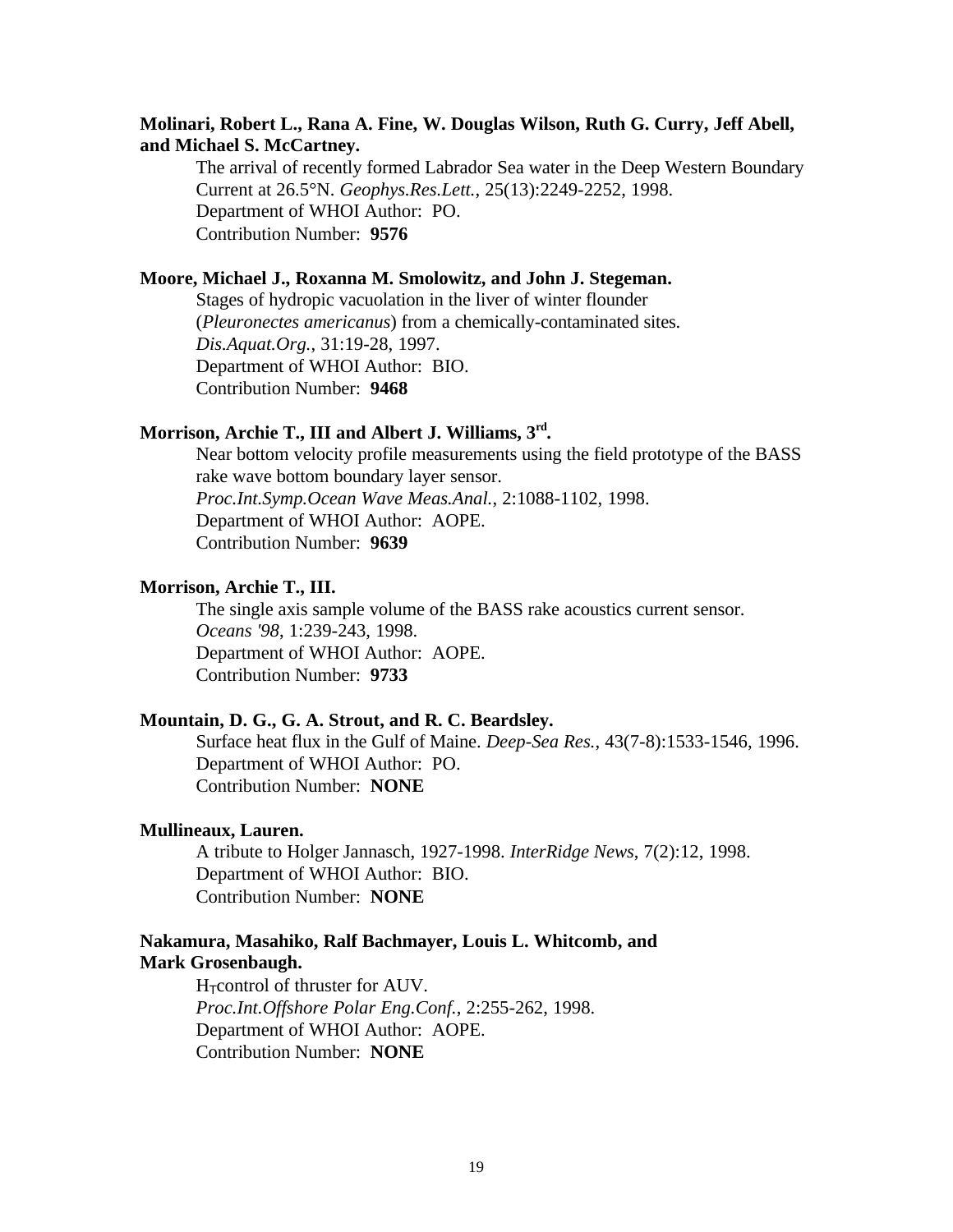**Molinari, Robert L., Rana A. Fine, W. Douglas Wilson, Ruth G. Curry, Jeff Abell, and Michael S. McCartney.**

The arrival of recently formed Labrador Sea water in the Deep Western Boundary Current at 26.5°N. *Geophys.Res.Lett.*, 25(13):2249-2252, 1998.
Department of WHOI Author: PO.
Contribution Number: **9576**

**Moore, Michael J., Roxanna M. Smolowitz, and John J. Stegeman.**

Stages of hydropic vacuolation in the liver of winter flounder (*Pleuronectes americanus*) from a chemically-contaminated sites. *Dis.Aquat.Org.*, 31:19-28, 1997.
Department of WHOI Author: BIO.
Contribution Number: **9468**

**Morrison, Archie T., III and Albert J. Williams, 3rd.**

Near bottom velocity profile measurements using the field prototype of the BASS rake wave bottom boundary layer sensor.
*Proc.Int.Symp.Ocean Wave Meas.Anal.*, 2:1088-1102, 1998.
Department of WHOI Author: AOPE.
Contribution Number: **9639**

**Morrison, Archie T., III.**

The single axis sample volume of the BASS rake acoustics current sensor.
*Oceans '98*, 1:239-243, 1998.
Department of WHOI Author: AOPE.
Contribution Number: **9733**

**Mountain, D. G., G. A. Strout, and R. C. Beardsley.**

Surface heat flux in the Gulf of Maine. *Deep-Sea Res.*, 43(7-8):1533-1546, 1996.
Department of WHOI Author: PO.
Contribution Number: **NONE**

**Mullineaux, Lauren.**

A tribute to Holger Jannasch, 1927-1998. *InterRidge News*, 7(2):12, 1998.
Department of WHOI Author: BIO.
Contribution Number: **NONE**

**Nakamura, Masahiko, Ralf Bachmayer, Louis L. Whitcomb, and Mark Grosenbaugh.**

$H_T$ control of thruster for AUV.
*Proc.Int.Offshore Polar Eng.Conf.*, 2:255-262, 1998.
Department of WHOI Author: AOPE.
Contribution Number: **NONE**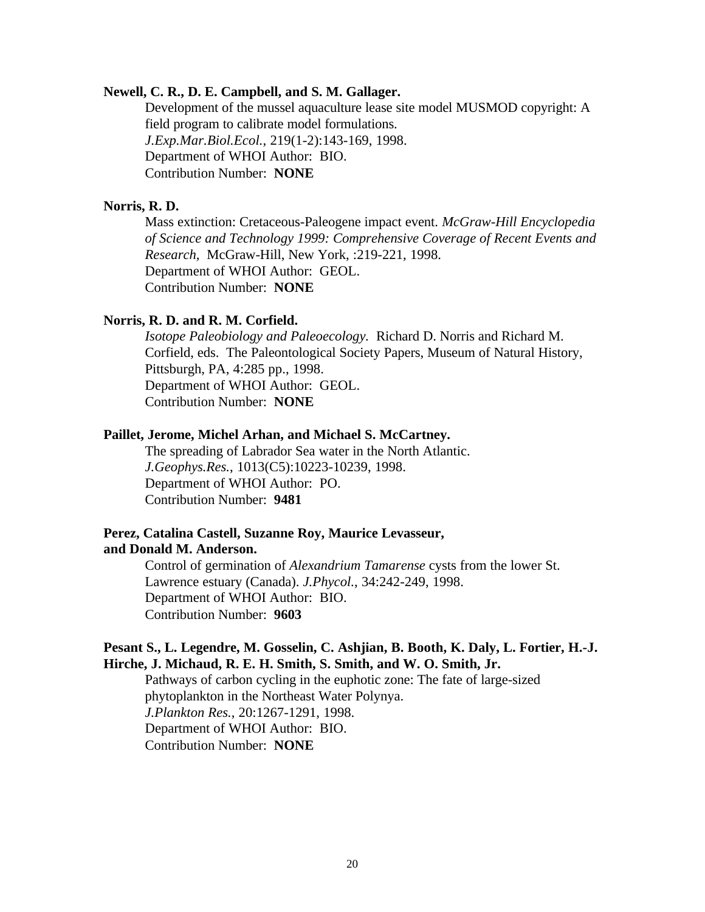**Newell, C. R., D. E. Campbell, and S. M. Gallager.**

Development of the mussel aquaculture lease site model MUSMOD copyright: A field program to calibrate model formulations.
*J.Exp.Mar.Biol.Ecol.*, 219(1-2):143-169, 1998.
Department of WHOI Author: BIO.
Contribution Number: **NONE**

**Norris, R. D.**

Mass extinction: Cretaceous-Paleogene impact event. *McGraw-Hill Encyclopedia of Science and Technology 1999: Comprehensive Coverage of Recent Events and Research,* McGraw-Hill, New York, :219-221, 1998.
Department of WHOI Author: GEOL.
Contribution Number: **NONE**

**Norris, R. D. and R. M. Corfield.**

*Isotope Paleobiology and Paleoecology.* Richard D. Norris and Richard M. Corfield, eds. The Paleontological Society Papers, Museum of Natural History, Pittsburgh, PA, 4:285 pp., 1998.
Department of WHOI Author: GEOL.
Contribution Number: **NONE**

**Paillet, Jerome, Michel Arhan, and Michael S. McCartney.**

The spreading of Labrador Sea water in the North Atlantic.
*J.Geophys.Res.*, 1013(C5):10223-10239, 1998.
Department of WHOI Author: PO.
Contribution Number: **9481**

**Perez, Catalina Castell, Suzanne Roy, Maurice Levasseur, and Donald M. Anderson.**

Control of germination of *Alexandrium Tamarense* cysts from the lower St. Lawrence estuary (Canada). *J.Phycol.*, 34:242-249, 1998.
Department of WHOI Author: BIO.
Contribution Number: **9603**

**Pesant S., L. Legendre, M. Gosselin, C. Ashjian, B. Booth, K. Daly, L. Fortier, H.-J. Hirche, J. Michaud, R. E. H. Smith, S. Smith, and W. O. Smith, Jr.**

Pathways of carbon cycling in the euphotic zone: The fate of large-sized phytoplankton in the Northeast Water Polynya.
*J.Plankton Res.*, 20:1267-1291, 1998.
Department of WHOI Author: BIO.
Contribution Number: **NONE**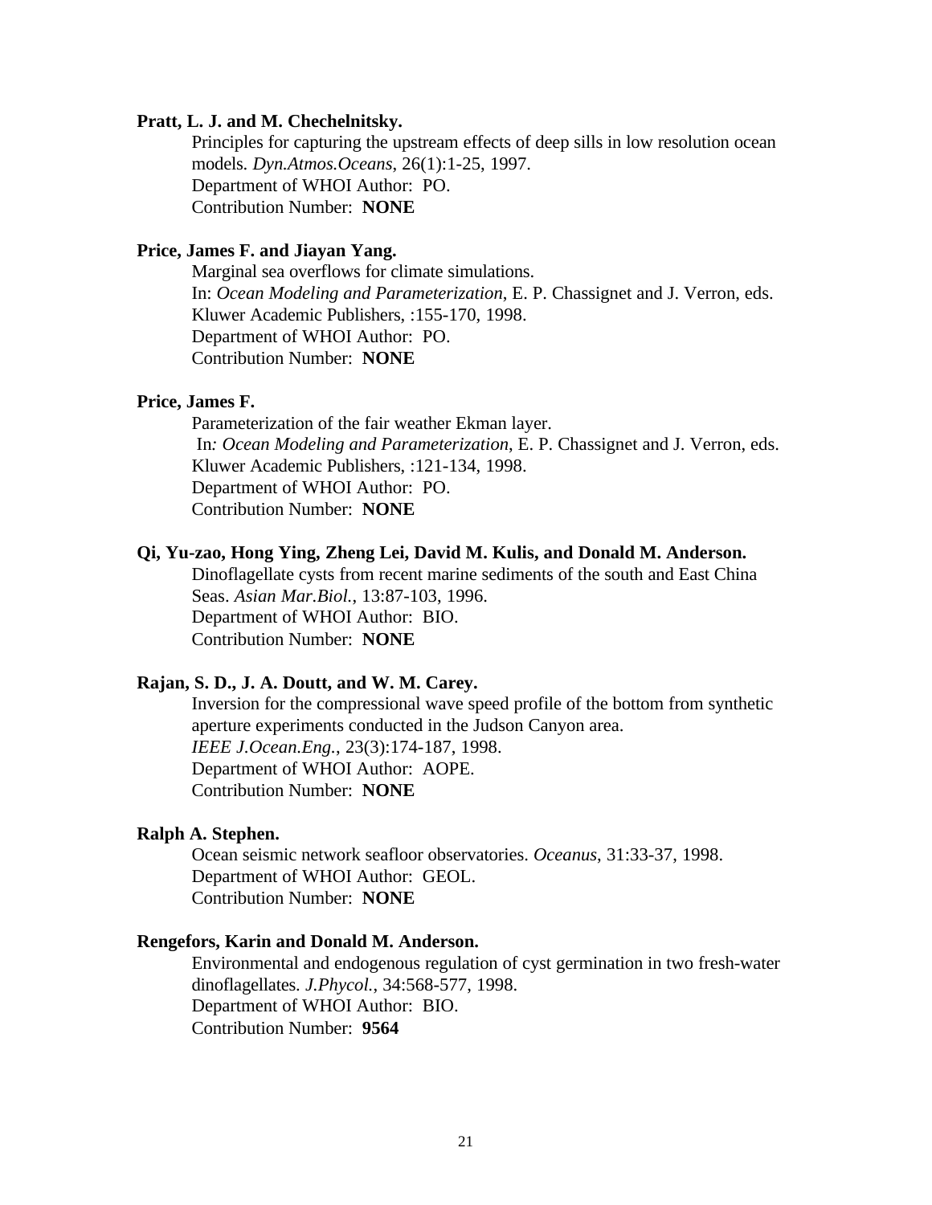**Pratt, L. J. and M. Chechelnitsky.**

Principles for capturing the upstream effects of deep sills in low resolution ocean models. *Dyn.Atmos.Oceans*, 26(1):1-25, 1997.
Department of WHOI Author: PO.
Contribution Number: **NONE**

**Price, James F. and Jiayan Yang.**

Marginal sea overflows for climate simulations.
In: *Ocean Modeling and Parameterization*, E. P. Chassignet and J. Verron, eds. Kluwer Academic Publishers, :155-170, 1998.
Department of WHOI Author: PO.
Contribution Number: **NONE**

**Price, James F.**

Parameterization of the fair weather Ekman layer.
In*: Ocean Modeling and Parameterization*, E. P. Chassignet and J. Verron, eds. Kluwer Academic Publishers, :121-134, 1998.
Department of WHOI Author: PO.
Contribution Number: **NONE**

**Qi, Yu-zao, Hong Ying, Zheng Lei, David M. Kulis, and Donald M. Anderson.**

Dinoflagellate cysts from recent marine sediments of the south and East China Seas. *Asian Mar.Biol.*, 13:87-103, 1996.
Department of WHOI Author: BIO.
Contribution Number: **NONE**

**Rajan, S. D., J. A. Doutt, and W. M. Carey.**

Inversion for the compressional wave speed profile of the bottom from synthetic aperture experiments conducted in the Judson Canyon area.
*IEEE J.Ocean.Eng.*, 23(3):174-187, 1998.
Department of WHOI Author: AOPE.
Contribution Number: **NONE**

**Ralph A. Stephen.**

Ocean seismic network seafloor observatories. *Oceanus*, 31:33-37, 1998.
Department of WHOI Author: GEOL.
Contribution Number: **NONE**

**Rengefors, Karin and Donald M. Anderson.**

Environmental and endogenous regulation of cyst germination in two fresh-water dinoflagellates. *J.Phycol.*, 34:568-577, 1998.
Department of WHOI Author: BIO.
Contribution Number: **9564**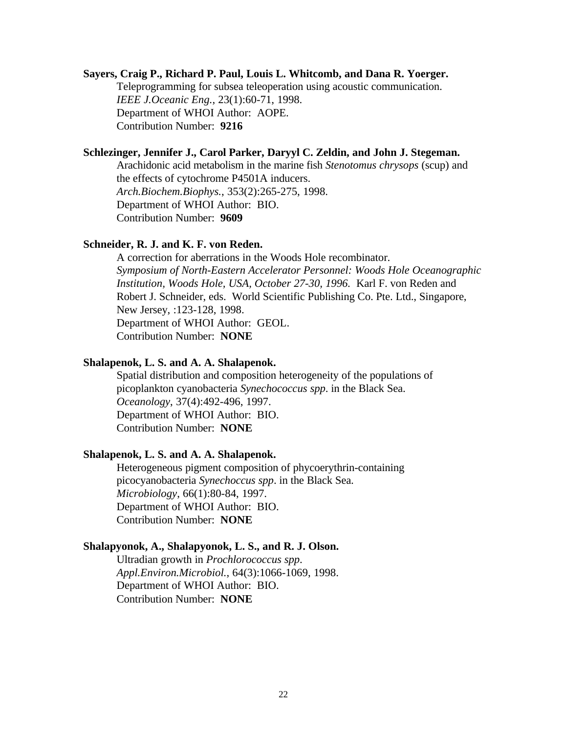**Sayers, Craig P., Richard P. Paul, Louis L. Whitcomb, and Dana R. Yoerger.**
Teleprogramming for subsea teleoperation using acoustic communication.
*IEEE J.Oceanic Eng.*, 23(1):60-71, 1998.
Department of WHOI Author: AOPE.
Contribution Number: **9216**

**Schlezinger, Jennifer J., Carol Parker, Daryyl C. Zeldin, and John J. Stegeman.**
Arachidonic acid metabolism in the marine fish *Stenotomus chrysops* (scup) and the effects of cytochrome P4501A inducers.
*Arch.Biochem.Biophys.*, 353(2):265-275, 1998.
Department of WHOI Author: BIO.
Contribution Number: **9609**

**Schneider, R. J. and K. F. von Reden.**
A correction for aberrations in the Woods Hole recombinator.
*Symposium of North-Eastern Accelerator Personnel: Woods Hole Oceanographic Institution, Woods Hole, USA, October 27-30, 1996.* Karl F. von Reden and Robert J. Schneider, eds. World Scientific Publishing Co. Pte. Ltd., Singapore, New Jersey, :123-128, 1998.
Department of WHOI Author: GEOL.
Contribution Number: **NONE**

**Shalapenok, L. S. and A. A. Shalapenok.**
Spatial distribution and composition heterogeneity of the populations of picoplankton cyanobacteria *Synechococcus spp*. in the Black Sea.
*Oceanology*, 37(4):492-496, 1997.
Department of WHOI Author: BIO.
Contribution Number: **NONE**

**Shalapenok, L. S. and A. A. Shalapenok.**
Heterogeneous pigment composition of phycoerythrin-containing picocyanobacteria *Synechoccus spp*. in the Black Sea.
*Microbiology*, 66(1):80-84, 1997.
Department of WHOI Author: BIO.
Contribution Number: **NONE**

**Shalapyonok, A., Shalapyonok, L. S., and R. J. Olson.**
Ultradian growth in *Prochlorococcus spp*.
*Appl.Environ.Microbiol.*, 64(3):1066-1069, 1998.
Department of WHOI Author: BIO.
Contribution Number: **NONE**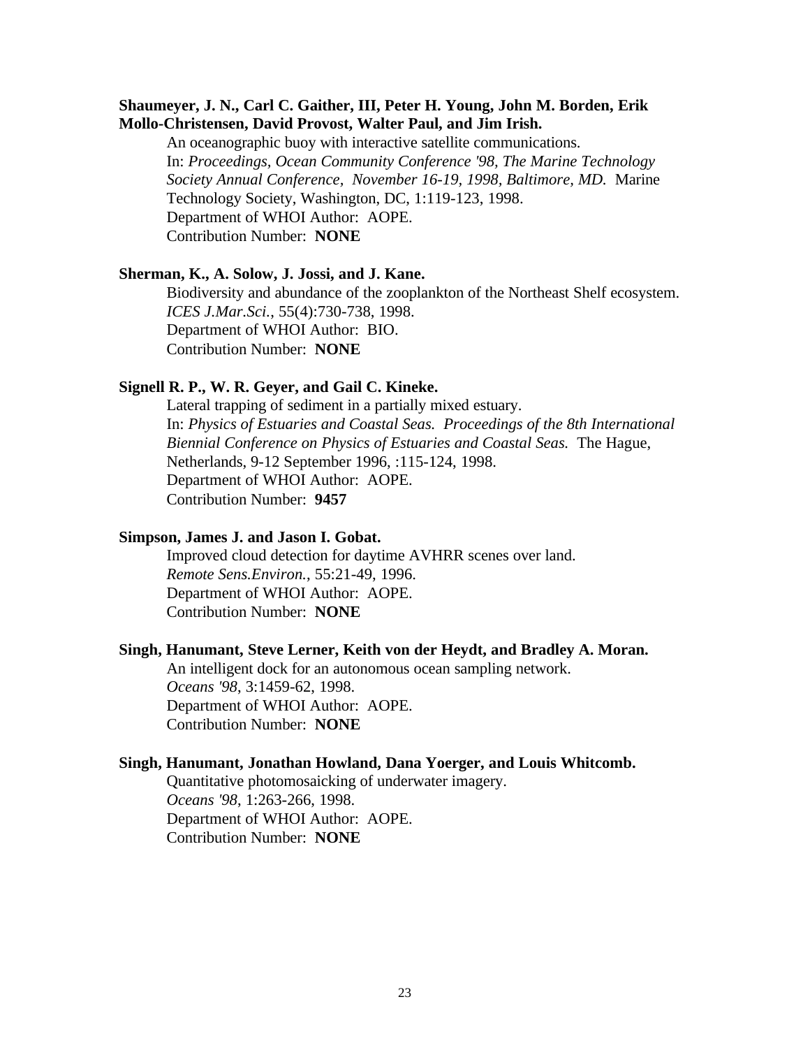**Shaumeyer, J. N., Carl C. Gaither, III, Peter H. Young, John M. Borden, Erik Mollo-Christensen, David Provost, Walter Paul, and Jim Irish.**

An oceanographic buoy with interactive satellite communications.
In: *Proceedings, Ocean Community Conference '98, The Marine Technology Society Annual Conference, November 16-19, 1998, Baltimore, MD.* Marine Technology Society, Washington, DC, 1:119-123, 1998.
Department of WHOI Author: AOPE.
Contribution Number: **NONE**

**Sherman, K., A. Solow, J. Jossi, and J. Kane.**

Biodiversity and abundance of the zooplankton of the Northeast Shelf ecosystem.
*ICES J.Mar.Sci.*, 55(4):730-738, 1998.
Department of WHOI Author: BIO.
Contribution Number: **NONE**

**Signell R. P., W. R. Geyer, and Gail C. Kineke.**

Lateral trapping of sediment in a partially mixed estuary.
In: *Physics of Estuaries and Coastal Seas. Proceedings of the 8th International Biennial Conference on Physics of Estuaries and Coastal Seas.* The Hague, Netherlands, 9-12 September 1996, :115-124, 1998.
Department of WHOI Author: AOPE.
Contribution Number: **9457**

**Simpson, James J. and Jason I. Gobat.**

Improved cloud detection for daytime AVHRR scenes over land.
*Remote Sens.Environ.*, 55:21-49, 1996.
Department of WHOI Author: AOPE.
Contribution Number: **NONE**

**Singh, Hanumant, Steve Lerner, Keith von der Heydt, and Bradley A. Moran.**

An intelligent dock for an autonomous ocean sampling network.
*Oceans '98*, 3:1459-62, 1998.
Department of WHOI Author: AOPE.
Contribution Number: **NONE**

**Singh, Hanumant, Jonathan Howland, Dana Yoerger, and Louis Whitcomb.**

Quantitative photomosaicking of underwater imagery.
*Oceans '98*, 1:263-266, 1998.
Department of WHOI Author: AOPE.
Contribution Number: **NONE**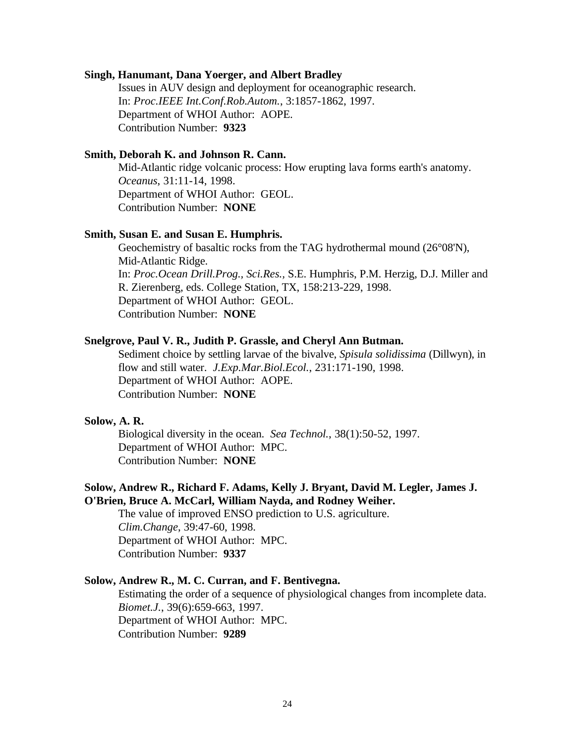**Singh, Hanumant, Dana Yoerger, and Albert Bradley**

Issues in AUV design and deployment for oceanographic research.
In: *Proc.IEEE Int.Conf.Rob.Autom.*, 3:1857-1862, 1997.
Department of WHOI Author: AOPE.
Contribution Number: **9323**

**Smith, Deborah K. and Johnson R. Cann.**

Mid-Atlantic ridge volcanic process: How erupting lava forms earth's anatomy.
*Oceanus*, 31:11-14, 1998.
Department of WHOI Author: GEOL.
Contribution Number: **NONE**

**Smith, Susan E. and Susan E. Humphris.**

Geochemistry of basaltic rocks from the TAG hydrothermal mound (26°08'N), Mid-Atlantic Ridge.
In: *Proc.Ocean Drill.Prog., Sci.Res.*, S.E. Humphris, P.M. Herzig, D.J. Miller and R. Zierenberg, eds. College Station, TX, 158:213-229, 1998.
Department of WHOI Author: GEOL.
Contribution Number: **NONE**

**Snelgrove, Paul V. R., Judith P. Grassle, and Cheryl Ann Butman.**

Sediment choice by settling larvae of the bivalve, *Spisula solidissima* (Dillwyn), in flow and still water. *J.Exp.Mar.Biol.Ecol.*, 231:171-190, 1998.
Department of WHOI Author: AOPE.
Contribution Number: **NONE**

**Solow, A. R.**

Biological diversity in the ocean. *Sea Technol.*, 38(1):50-52, 1997.
Department of WHOI Author: MPC.
Contribution Number: **NONE**

**Solow, Andrew R., Richard F. Adams, Kelly J. Bryant, David M. Legler, James J. O'Brien, Bruce A. McCarl, William Nayda, and Rodney Weiher.**

The value of improved ENSO prediction to U.S. agriculture.
*Clim.Change*, 39:47-60, 1998.
Department of WHOI Author: MPC.
Contribution Number: **9337**

**Solow, Andrew R., M. C. Curran, and F. Bentivegna.**

Estimating the order of a sequence of physiological changes from incomplete data.
*Biomet.J.*, 39(6):659-663, 1997.
Department of WHOI Author: MPC.
Contribution Number: **9289**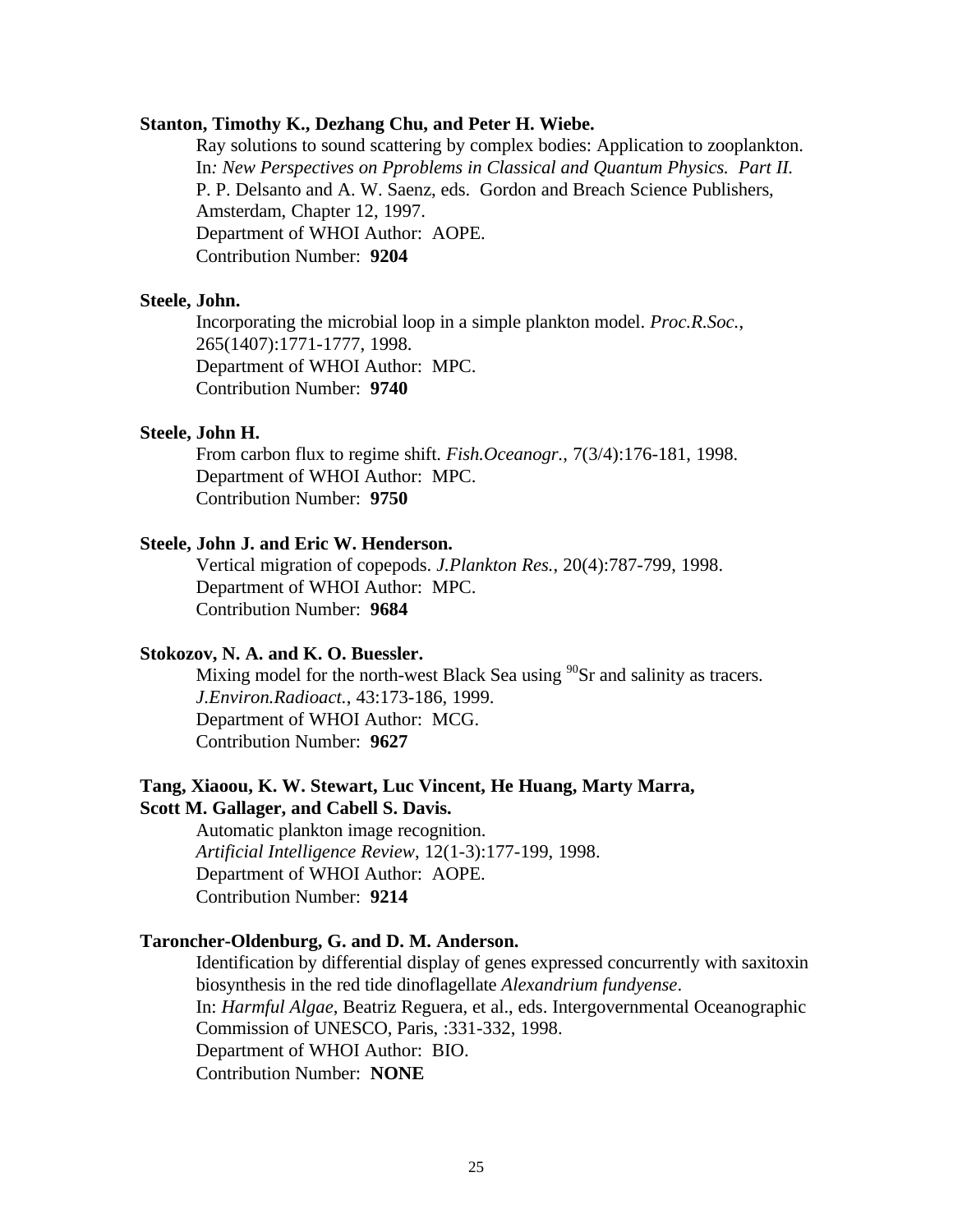**Stanton, Timothy K., Dezhang Chu, and Peter H. Wiebe.**

Ray solutions to sound scattering by complex bodies: Application to zooplankton. In*: New Perspectives on Pproblems in Classical and Quantum Physics. Part II.* P. P. Delsanto and A. W. Saenz, eds. Gordon and Breach Science Publishers, Amsterdam, Chapter 12, 1997.
Department of WHOI Author: AOPE.
Contribution Number: **9204**

**Steele, John.**

Incorporating the microbial loop in a simple plankton model. *Proc.R.Soc.*, 265(1407):1771-1777, 1998.
Department of WHOI Author: MPC.
Contribution Number: **9740**

**Steele, John H.**

From carbon flux to regime shift. *Fish.Oceanogr.*, 7(3/4):176-181, 1998.
Department of WHOI Author: MPC.
Contribution Number: **9750**

**Steele, John J. and Eric W. Henderson.**

Vertical migration of copepods. *J.Plankton Res.*, 20(4):787-799, 1998.
Department of WHOI Author: MPC.
Contribution Number: **9684**

**Stokozov, N. A. and K. O. Buessler.**

Mixing model for the north-west Black Sea using $^{90}$Sr and salinity as tracers. *J.Environ.Radioact.*, 43:173-186, 1999.
Department of WHOI Author: MCG.
Contribution Number: **9627**

**Tang, Xiaoou, K. W. Stewart, Luc Vincent, He Huang, Marty Marra, Scott M. Gallager, and Cabell S. Davis.**

Automatic plankton image recognition.
*Artificial Intelligence Review*, 12(1-3):177-199, 1998.
Department of WHOI Author: AOPE.
Contribution Number: **9214**

**Taroncher-Oldenburg, G. and D. M. Anderson.**

Identification by differential display of genes expressed concurrently with saxitoxin biosynthesis in the red tide dinoflagellate *Alexandrium fundyense*.
In: *Harmful Algae*, Beatriz Reguera, et al., eds. Intergovernmental Oceanographic Commission of UNESCO, Paris, :331-332, 1998.
Department of WHOI Author: BIO.
Contribution Number: **NONE**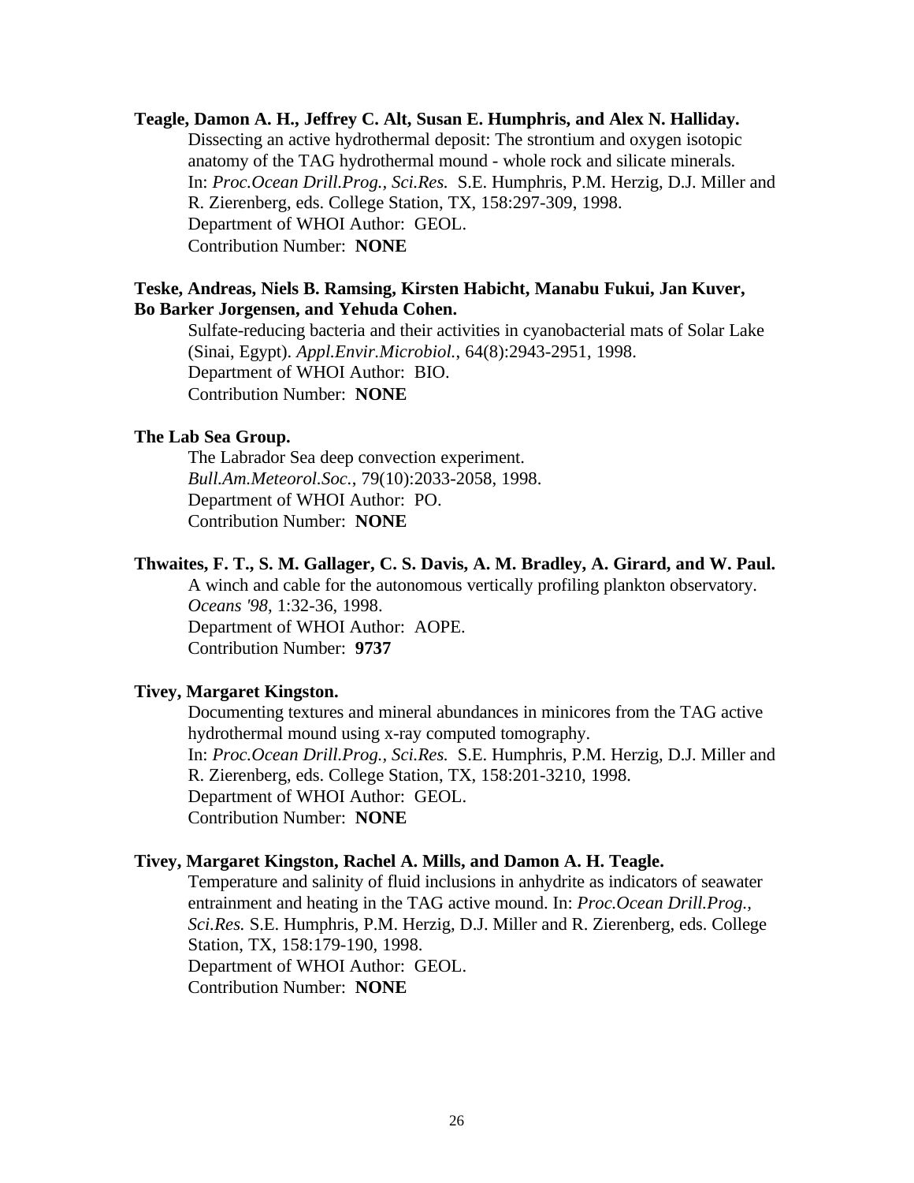**Teagle, Damon A. H., Jeffrey C. Alt, Susan E. Humphris, and Alex N. Halliday.**
Dissecting an active hydrothermal deposit: The strontium and oxygen isotopic anatomy of the TAG hydrothermal mound - whole rock and silicate minerals. In: *Proc.Ocean Drill.Prog., Sci.Res.* S.E. Humphris, P.M. Herzig, D.J. Miller and R. Zierenberg, eds. College Station, TX, 158:297-309, 1998.
Department of WHOI Author: GEOL.
Contribution Number: **NONE**

**Teske, Andreas, Niels B. Ramsing, Kirsten Habicht, Manabu Fukui, Jan Kuver, Bo Barker Jorgensen, and Yehuda Cohen.**
Sulfate-reducing bacteria and their activities in cyanobacterial mats of Solar Lake (Sinai, Egypt). *Appl.Envir.Microbiol.*, 64(8):2943-2951, 1998.
Department of WHOI Author: BIO.
Contribution Number: **NONE**

**The Lab Sea Group.**
The Labrador Sea deep convection experiment. *Bull.Am.Meteorol.Soc.*, 79(10):2033-2058, 1998.
Department of WHOI Author: PO.
Contribution Number: **NONE**

**Thwaites, F. T., S. M. Gallager, C. S. Davis, A. M. Bradley, A. Girard, and W. Paul.**
A winch and cable for the autonomous vertically profiling plankton observatory. *Oceans '98*, 1:32-36, 1998.
Department of WHOI Author: AOPE.
Contribution Number: **9737**

**Tivey, Margaret Kingston.**
Documenting textures and mineral abundances in minicores from the TAG active hydrothermal mound using x-ray computed tomography.
In: *Proc.Ocean Drill.Prog., Sci.Res.* S.E. Humphris, P.M. Herzig, D.J. Miller and R. Zierenberg, eds. College Station, TX, 158:201-3210, 1998.
Department of WHOI Author: GEOL.
Contribution Number: **NONE**

**Tivey, Margaret Kingston, Rachel A. Mills, and Damon A. H. Teagle.**
Temperature and salinity of fluid inclusions in anhydrite as indicators of seawater entrainment and heating in the TAG active mound. In: *Proc.Ocean Drill.Prog., Sci.Res.* S.E. Humphris, P.M. Herzig, D.J. Miller and R. Zierenberg, eds. College Station, TX, 158:179-190, 1998.
Department of WHOI Author: GEOL.
Contribution Number: **NONE**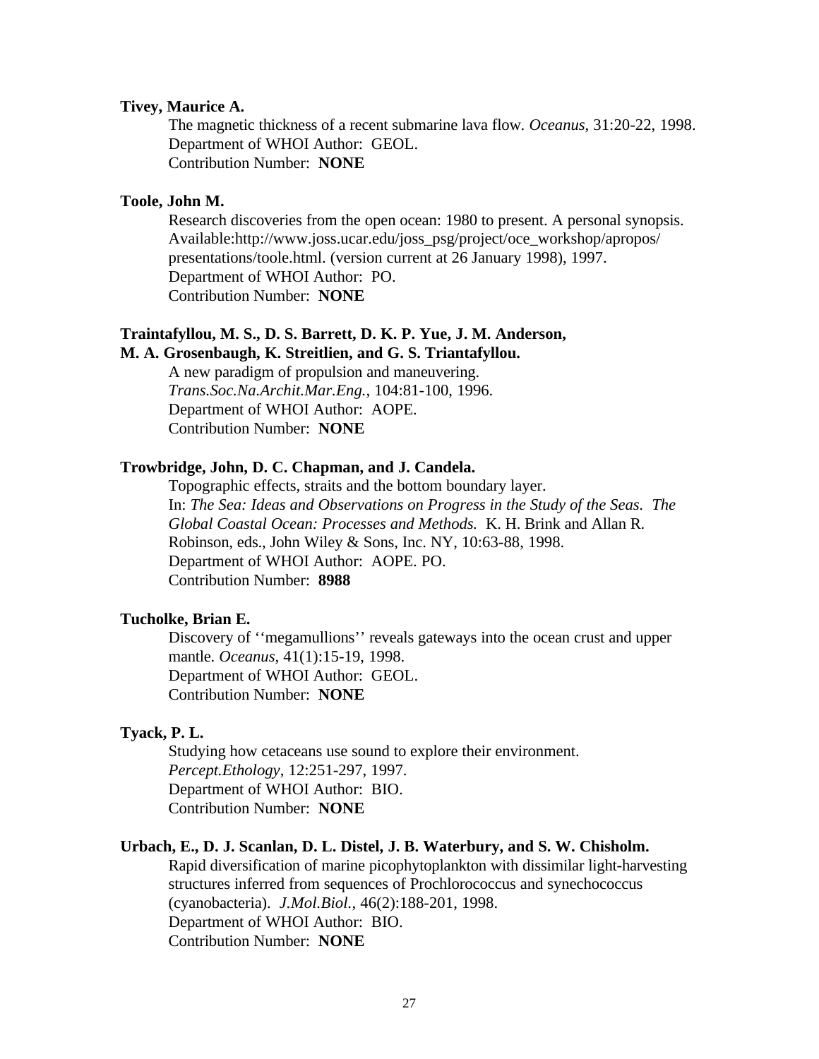**Tivey, Maurice A.**

The magnetic thickness of a recent submarine lava flow. *Oceanus*, 31:20-22, 1998.
Department of WHOI Author: GEOL.
Contribution Number: **NONE**

**Toole, John M.**

Research discoveries from the open ocean: 1980 to present. A personal synopsis. Available:http://www.joss.ucar.edu/joss_psg/project/oce_workshop/apropos/presentations/toole.html. (version current at 26 January 1998), 1997.
Department of WHOI Author: PO.
Contribution Number: **NONE**

**Traintafyllou, M. S., D. S. Barrett, D. K. P. Yue, J. M. Anderson, M. A. Grosenbaugh, K. Streitlien, and G. S. Triantafyllou.**

A new paradigm of propulsion and maneuvering. *Trans.Soc.Na.Archit.Mar.Eng.*, 104:81-100, 1996.
Department of WHOI Author: AOPE.
Contribution Number: **NONE**

**Trowbridge, John, D. C. Chapman, and J. Candela.**

Topographic effects, straits and the bottom boundary layer.
In: *The Sea: Ideas and Observations on Progress in the Study of the Seas. The Global Coastal Ocean: Processes and Methods.* K. H. Brink and Allan R. Robinson, eds., John Wiley & Sons, Inc. NY, 10:63-88, 1998.
Department of WHOI Author: AOPE. PO.
Contribution Number: **8988**

**Tucholke, Brian E.**

Discovery of ''megamullions'' reveals gateways into the ocean crust and upper mantle. *Oceanus*, 41(1):15-19, 1998.
Department of WHOI Author: GEOL.
Contribution Number: **NONE**

**Tyack, P. L.**

Studying how cetaceans use sound to explore their environment. *Percept.Ethology*, 12:251-297, 1997.
Department of WHOI Author: BIO.
Contribution Number: **NONE**

**Urbach, E., D. J. Scanlan, D. L. Distel, J. B. Waterbury, and S. W. Chisholm.**

Rapid diversification of marine picophytoplankton with dissimilar light-harvesting structures inferred from sequences of Prochlorococcus and synechococcus (cyanobacteria). *J.Mol.Biol.*, 46(2):188-201, 1998.
Department of WHOI Author: BIO.
Contribution Number: **NONE**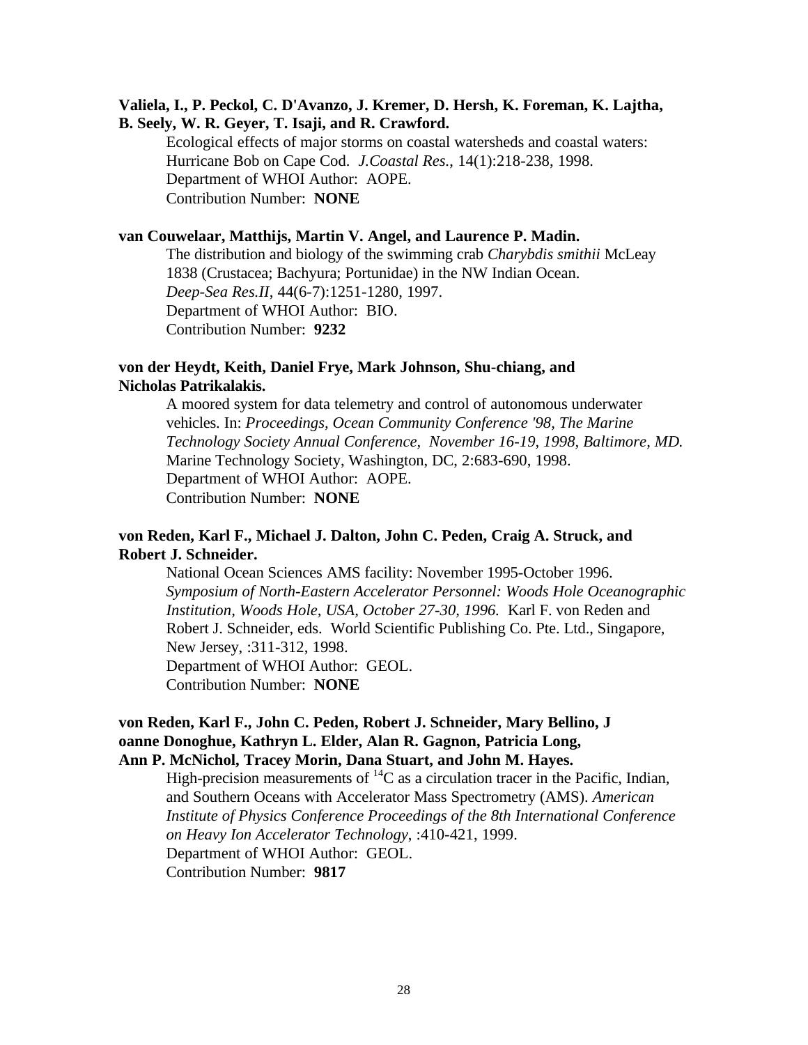**Valiela, I., P. Peckol, C. D'Avanzo, J. Kremer, D. Hersh, K. Foreman, K. Lajtha, B. Seely, W. R. Geyer, T. Isaji, and R. Crawford.**

Ecological effects of major storms on coastal watersheds and coastal waters: Hurricane Bob on Cape Cod. *J.Coastal Res.*, 14(1):218-238, 1998.
Department of WHOI Author: AOPE.
Contribution Number: **NONE**

**van Couwelaar, Matthijs, Martin V. Angel, and Laurence P. Madin.**

The distribution and biology of the swimming crab *Charybdis smithii* McLeay 1838 (Crustacea; Bachyura; Portunidae) in the NW Indian Ocean. *Deep-Sea Res.II*, 44(6-7):1251-1280, 1997.
Department of WHOI Author: BIO.
Contribution Number: **9232**

**von der Heydt, Keith, Daniel Frye, Mark Johnson, Shu-chiang, and Nicholas Patrikalakis.**

A moored system for data telemetry and control of autonomous underwater vehicles. In: *Proceedings, Ocean Community Conference '98, The Marine Technology Society Annual Conference, November 16-19, 1998, Baltimore, MD.* Marine Technology Society, Washington, DC, 2:683-690, 1998.
Department of WHOI Author: AOPE.
Contribution Number: **NONE**

**von Reden, Karl F., Michael J. Dalton, John C. Peden, Craig A. Struck, and Robert J. Schneider.**

National Ocean Sciences AMS facility: November 1995-October 1996. *Symposium of North-Eastern Accelerator Personnel: Woods Hole Oceanographic Institution, Woods Hole, USA, October 27-30, 1996.* Karl F. von Reden and Robert J. Schneider, eds. World Scientific Publishing Co. Pte. Ltd., Singapore, New Jersey, :311-312, 1998.
Department of WHOI Author: GEOL.
Contribution Number: **NONE**

**von Reden, Karl F., John C. Peden, Robert J. Schneider, Mary Bellino, J oanne Donoghue, Kathryn L. Elder, Alan R. Gagnon, Patricia Long, Ann P. McNichol, Tracey Morin, Dana Stuart, and John M. Hayes.**

High-precision measurements of $^{14}C$ as a circulation tracer in the Pacific, Indian, and Southern Oceans with Accelerator Mass Spectrometry (AMS). *American Institute of Physics Conference Proceedings of the 8th International Conference on Heavy Ion Accelerator Technology*, :410-421, 1999.
Department of WHOI Author: GEOL.
Contribution Number: **9817**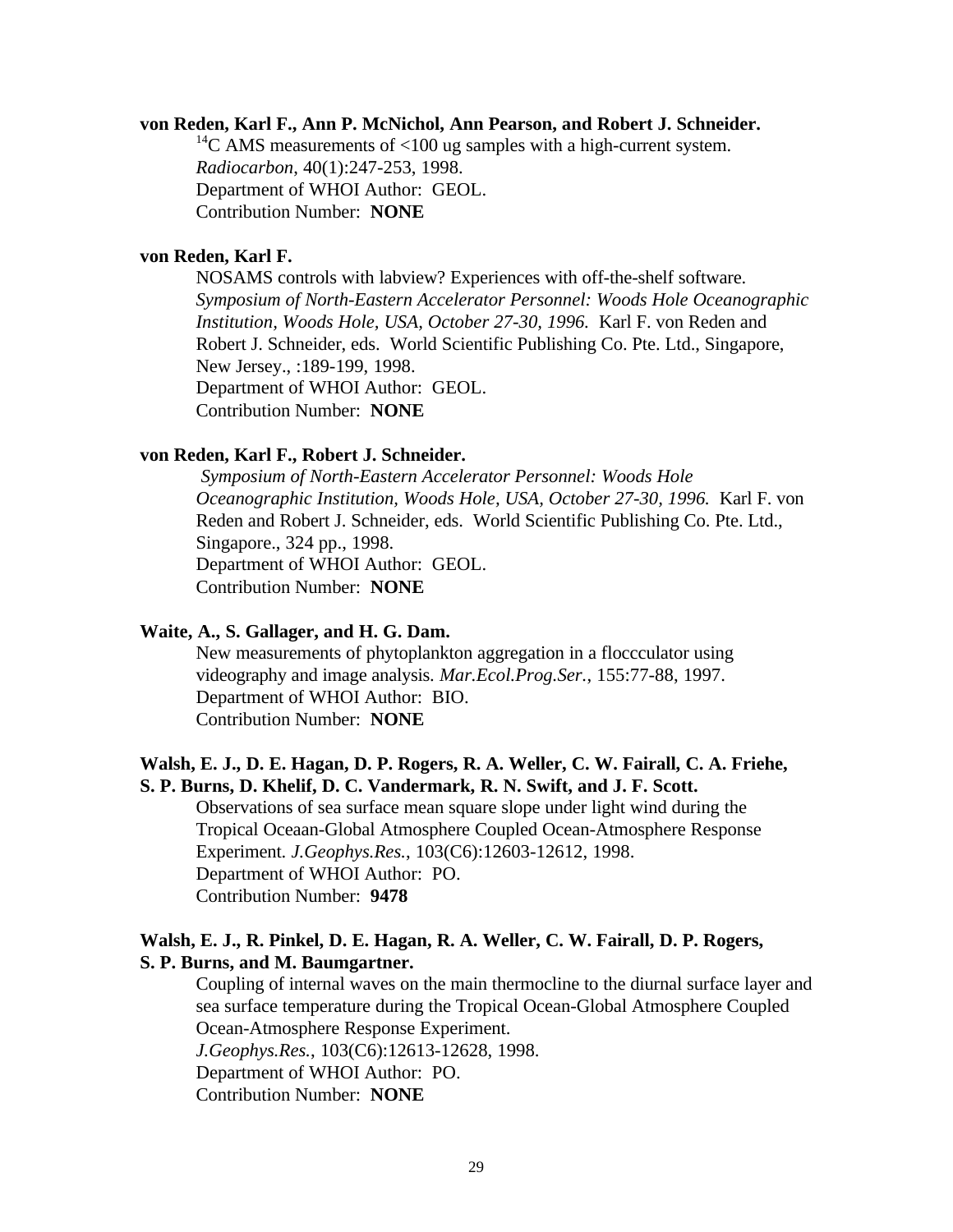**von Reden, Karl F., Ann P. McNichol, Ann Pearson, and Robert J. Schneider.**

$^{14}$C AMS measurements of <100 ug samples with a high-current system. *Radiocarbon*, 40(1):247-253, 1998.
Department of WHOI Author: GEOL.
Contribution Number: **NONE**

**von Reden, Karl F.**

NOSAMS controls with labview? Experiences with off-the-shelf software. *Symposium of North-Eastern Accelerator Personnel: Woods Hole Oceanographic Institution, Woods Hole, USA, October 27-30, 1996.* Karl F. von Reden and Robert J. Schneider, eds. World Scientific Publishing Co. Pte. Ltd., Singapore, New Jersey., :189-199, 1998.
Department of WHOI Author: GEOL.
Contribution Number: **NONE**

**von Reden, Karl F., Robert J. Schneider.**

*Symposium of North-Eastern Accelerator Personnel: Woods Hole Oceanographic Institution, Woods Hole, USA, October 27-30, 1996.* Karl F. von Reden and Robert J. Schneider, eds. World Scientific Publishing Co. Pte. Ltd., Singapore., 324 pp., 1998.
Department of WHOI Author: GEOL.
Contribution Number: **NONE**

**Waite, A., S. Gallager, and H. G. Dam.**

New measurements of phytoplankton aggregation in a floccculator using videography and image analysis. *Mar.Ecol.Prog.Ser.*, 155:77-88, 1997.
Department of WHOI Author: BIO.
Contribution Number: **NONE**

**Walsh, E. J., D. E. Hagan, D. P. Rogers, R. A. Weller, C. W. Fairall, C. A. Friehe, S. P. Burns, D. Khelif, D. C. Vandermark, R. N. Swift, and J. F. Scott.**

Observations of sea surface mean square slope under light wind during the Tropical Oceaan-Global Atmosphere Coupled Ocean-Atmosphere Response Experiment. *J.Geophys.Res.*, 103(C6):12603-12612, 1998.
Department of WHOI Author: PO.
Contribution Number: **9478**

**Walsh, E. J., R. Pinkel, D. E. Hagan, R. A. Weller, C. W. Fairall, D. P. Rogers, S. P. Burns, and M. Baumgartner.**

Coupling of internal waves on the main thermocline to the diurnal surface layer and sea surface temperature during the Tropical Ocean-Global Atmosphere Coupled Ocean-Atmosphere Response Experiment. *J.Geophys.Res.*, 103(C6):12613-12628, 1998.
Department of WHOI Author: PO.
Contribution Number: **NONE**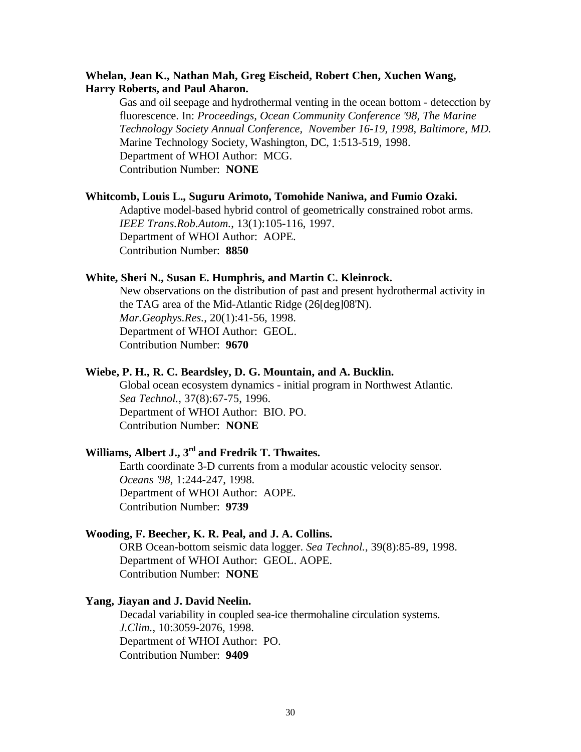**Whelan, Jean K., Nathan Mah, Greg Eischeid, Robert Chen, Xuchen Wang, Harry Roberts, and Paul Aharon.**

Gas and oil seepage and hydrothermal venting in the ocean bottom - detecction by fluorescence. In: *Proceedings, Ocean Community Conference '98, The Marine Technology Society Annual Conference, November 16-19, 1998, Baltimore, MD.* Marine Technology Society, Washington, DC, 1:513-519, 1998.
Department of WHOI Author: MCG.
Contribution Number: **NONE**

**Whitcomb, Louis L., Suguru Arimoto, Tomohide Naniwa, and Fumio Ozaki.**

Adaptive model-based hybrid control of geometrically constrained robot arms. *IEEE Trans.Rob.Autom.*, 13(1):105-116, 1997.
Department of WHOI Author: AOPE.
Contribution Number: **8850**

**White, Sheri N., Susan E. Humphris, and Martin C. Kleinrock.**

New observations on the distribution of past and present hydrothermal activity in the TAG area of the Mid-Atlantic Ridge (26[deg]08'N). *Mar.Geophys.Res.*, 20(1):41-56, 1998.
Department of WHOI Author: GEOL.
Contribution Number: **9670**

**Wiebe, P. H., R. C. Beardsley, D. G. Mountain, and A. Bucklin.**

Global ocean ecosystem dynamics - initial program in Northwest Atlantic. *Sea Technol.*, 37(8):67-75, 1996.
Department of WHOI Author: BIO. PO.
Contribution Number: **NONE**

**Williams, Albert J., 3rd and Fredrik T. Thwaites.**

Earth coordinate 3-D currents from a modular acoustic velocity sensor. *Oceans '98*, 1:244-247, 1998.
Department of WHOI Author: AOPE.
Contribution Number: **9739**

**Wooding, F. Beecher, K. R. Peal, and J. A. Collins.**

ORB Ocean-bottom seismic data logger. *Sea Technol.*, 39(8):85-89, 1998.
Department of WHOI Author: GEOL. AOPE.
Contribution Number: **NONE**

**Yang, Jiayan and J. David Neelin.**

Decadal variability in coupled sea-ice thermohaline circulation systems. *J.Clim.*, 10:3059-2076, 1998.
Department of WHOI Author: PO.
Contribution Number: **9409**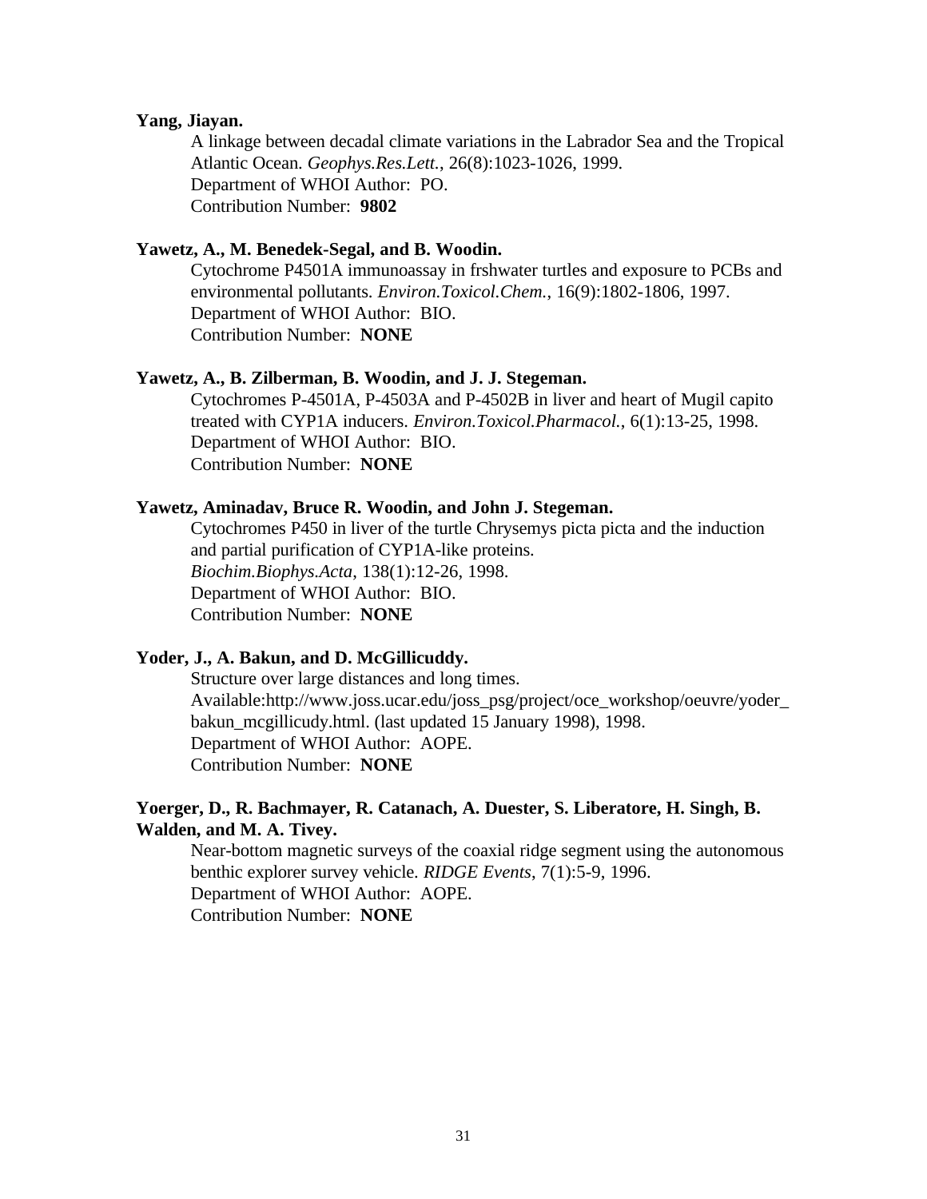**Yang, Jiayan.**

A linkage between decadal climate variations in the Labrador Sea and the Tropical Atlantic Ocean. *Geophys.Res.Lett.*, 26(8):1023-1026, 1999.
Department of WHOI Author: PO.
Contribution Number: **9802**

**Yawetz, A., M. Benedek-Segal, and B. Woodin.**

Cytochrome P4501A immunoassay in frshwater turtles and exposure to PCBs and environmental pollutants. *Environ.Toxicol.Chem.*, 16(9):1802-1806, 1997.
Department of WHOI Author: BIO.
Contribution Number: **NONE**

**Yawetz, A., B. Zilberman, B. Woodin, and J. J. Stegeman.**

Cytochromes P-4501A, P-4503A and P-4502B in liver and heart of Mugil capito treated with CYP1A inducers. *Environ.Toxicol.Pharmacol.*, 6(1):13-25, 1998.
Department of WHOI Author: BIO.
Contribution Number: **NONE**

**Yawetz, Aminadav, Bruce R. Woodin, and John J. Stegeman.**

Cytochromes P450 in liver of the turtle Chrysemys picta picta and the induction and partial purification of CYP1A-like proteins. *Biochim.Biophys.Acta*, 138(1):12-26, 1998.
Department of WHOI Author: BIO.
Contribution Number: **NONE**

**Yoder, J., A. Bakun, and D. McGillicuddy.**

Structure over large distances and long times. Available:http://www.joss.ucar.edu/joss_psg/project/oce_workshop/oeuvre/yoder_bakun_mcgillicudy.html. (last updated 15 January 1998), 1998.
Department of WHOI Author: AOPE.
Contribution Number: **NONE**

**Yoerger, D., R. Bachmayer, R. Catanach, A. Duester, S. Liberatore, H. Singh, B. Walden, and M. A. Tivey.**

Near-bottom magnetic surveys of the coaxial ridge segment using the autonomous benthic explorer survey vehicle. *RIDGE Events*, 7(1):5-9, 1996.
Department of WHOI Author: AOPE.
Contribution Number: **NONE**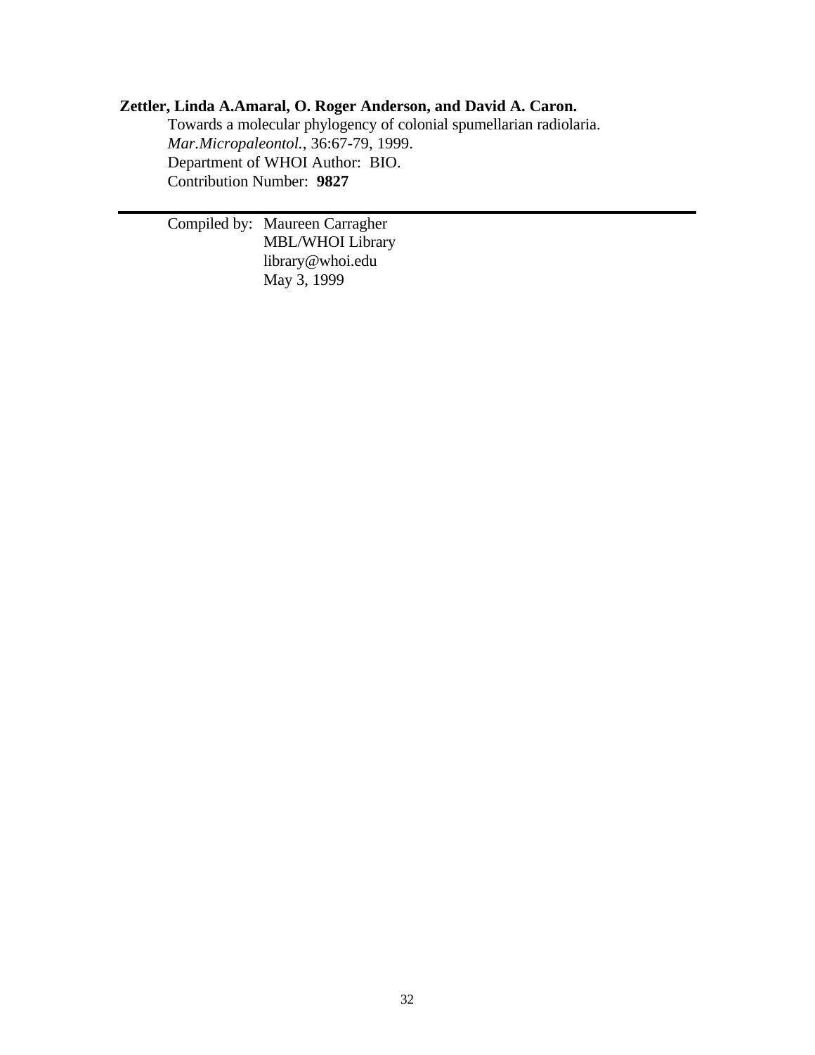**Zettler, Linda A.Amaral, O. Roger Anderson, and David A. Caron.**

Towards a molecular phylogency of colonial spumellarian radiolaria.
*Mar.Micropaleontol.*, 36:67-79, 1999.
Department of WHOI Author: BIO.
Contribution Number: **9827**

---

Compiled by: Maureen Carragher
MBL/WHOI Library
library@whoi.edu
May 3, 1999